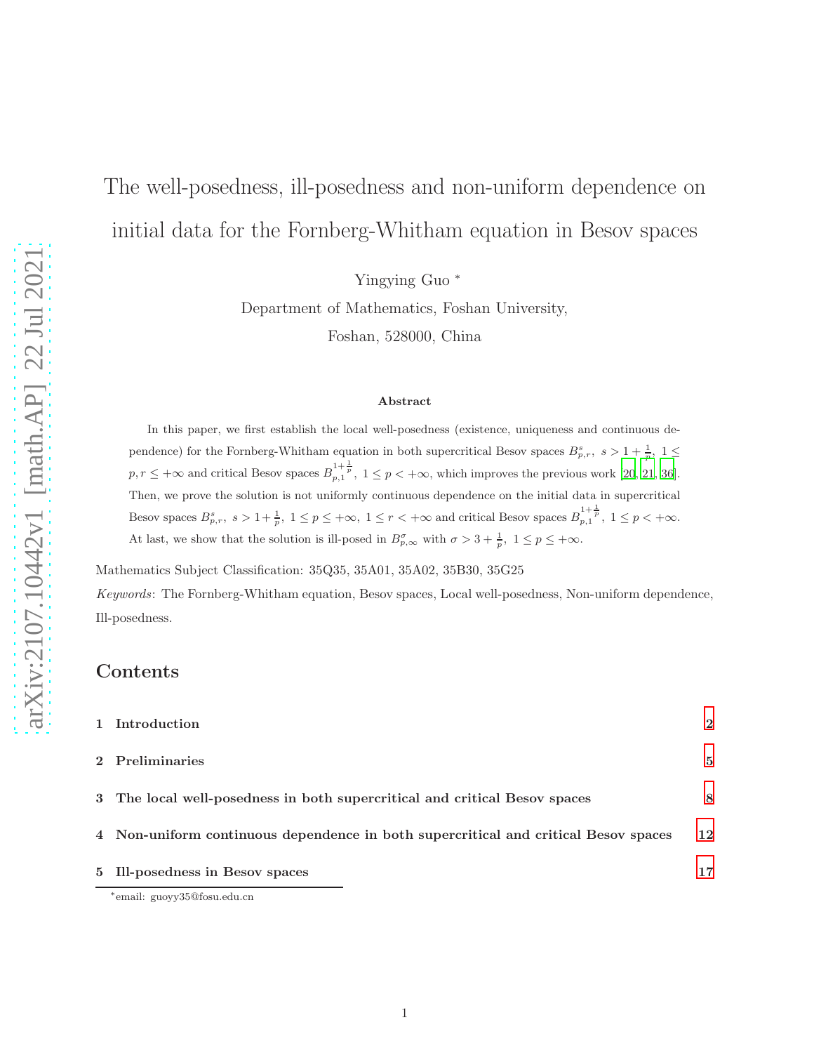# The well-posedness, ill-posedness and non-uniform dependence on initial data for the Fornberg-Whitham equation in Besov spaces

Yingying Guo [*]

Department of Mathematics, Foshan University,

Foshan, 528000, China

### Abstract

In this paper, we first establish the local well-posedness (existence, uniqueness and continuous dependence) for the Fornberg-Whitham equation in both supercritical Besov spaces $B^s_{p,r},\ s > 1+\frac{1}{p},\ 1 \leq p, r \leq +\infty$ and critical Besov spaces $B^{1+\frac{1}{p}}_{p,1},\ 1 \leq p < +\infty$, which improves the previous work [20, 21, 36]. Then, we prove the solution is not uniformly continuous dependence on the initial data in supercritical Besov spaces $B^s_{p,r},\ s > 1+\frac{1}{p},\ 1 \leq p \leq +\infty,\ 1 \leq r < +\infty$ and critical Besov spaces $B^{1+\frac{1}{p}}_{p,1},\ 1 \leq p < +\infty$. At last, we show that the solution is ill-posed in $B^\sigma_{p,\infty}$ with $\sigma > 3+\frac{1}{p},\ 1 \leq p \leq +\infty$.

Mathematics Subject Classification: 35Q35, 35A01, 35A02, 35B30, 35G25

*Keywords*: The Fornberg-Whitham equation, Besov spaces, Local well-posedness, Non-uniform dependence, Ill-posedness.

## Contents

1 Introduction 2

2 Preliminaries 5

3 The local well-posedness in both supercritical and critical Besov spaces 8

4 Non-uniform continuous dependence in both supercritical and critical Besov spaces 12

5 Ill-posedness in Besov spaces 17

[*] email: guoyy35@fosu.edu.cn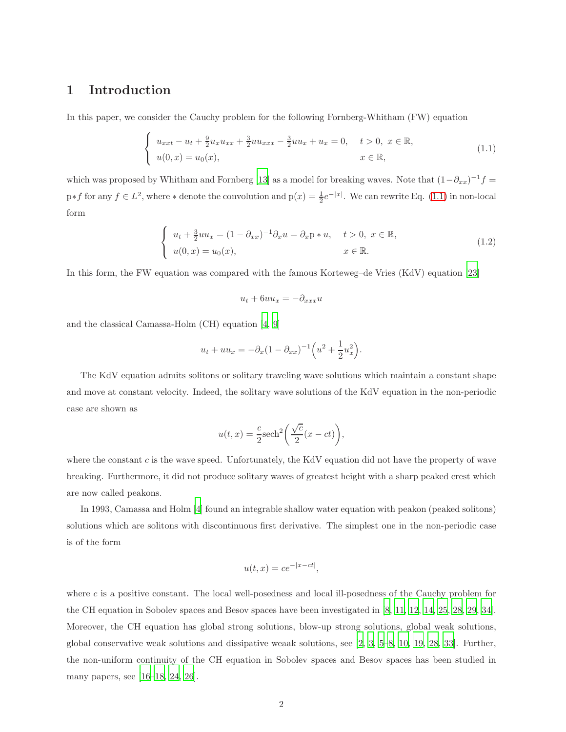## 1 Introduction

In this paper, we consider the Cauchy problem for the following Fornberg-Whitham (FW) equation

$$
\begin{cases} u_{xxt} - u_t + \frac{9}{2}u_x u_{xx} + \frac{3}{2}u u_{xxx} - \frac{3}{2}u u_x + u_x = 0, & t > 0,\ x \in \mathbb{R}, \\ u(0,x) = u_0(x), & x \in \mathbb{R}, \end{cases} \tag{1.1}
$$

which was proposed by Whitham and Fornberg [13] as a model for breaking waves. Note that $(1-\partial_{xx})^{-1}f = \mathrm{p}*f$ for any $f \in L^2$, where $*$ denote the convolution and $\mathrm{p}(x) = \frac{1}{2}e^{-|x|}$. We can rewrite Eq. (1.1) in non-local form

$$
\begin{cases} u_t + \frac{3}{2}u u_x = (1-\partial_{xx})^{-1}\partial_x u = \partial_x \mathrm{p} * u, & t > 0,\ x \in \mathbb{R}, \\ u(0,x) = u_0(x), & x \in \mathbb{R}. \end{cases} \tag{1.2}
$$

In this form, the FW equation was compared with the famous Korteweg–de Vries (KdV) equation [23]

$$
u_t + 6uu_x = -\partial_{xxx}u
$$

and the classical Camassa-Holm (CH) equation [4, 9]

$$
u_t + uu_x = -\partial_x(1-\partial_{xx})^{-1}\Big(u^2 + \frac{1}{2}u_x^2\Big).
$$

The KdV equation admits solitons or solitary traveling wave solutions which maintain a constant shape and move at constant velocity. Indeed, the solitary wave solutions of the KdV equation in the non-periodic case are shown as

$$
u(t,x) = \frac{c}{2}\mathrm{sech}^2\Big(\frac{\sqrt{c}}{2}(x-ct)\Big),
$$

where the constant $c$ is the wave speed. Unfortunately, the KdV equation did not have the property of wave breaking. Furthermore, it did not produce solitary waves of greatest height with a sharp peaked crest which are now called peakons.

In 1993, Camassa and Holm [4] found an integrable shallow water equation with peakon (peaked solitons) solutions which are solitons with discontinuous first derivative. The simplest one in the non-periodic case is of the form

$$
u(t,x) = ce^{-|x-ct|},
$$

where $c$ is a positive constant. The local well-posedness and local ill-posedness of the Cauchy problem for the CH equation in Sobolev spaces and Besov spaces have been investigated in [8, 11, 12, 14, 25, 28, 29, 34]. Moreover, the CH equation has global strong solutions, blow-up strong solutions, global weak solutions, global conservative weak solutions and dissipative weaak solutions, see [2, 3, 5–8, 10, 19, 28, 33]. Further, the non-uniform continuity of the CH equation in Sobolev spaces and Besov spaces has been studied in many papers, see [16–18, 24, 26].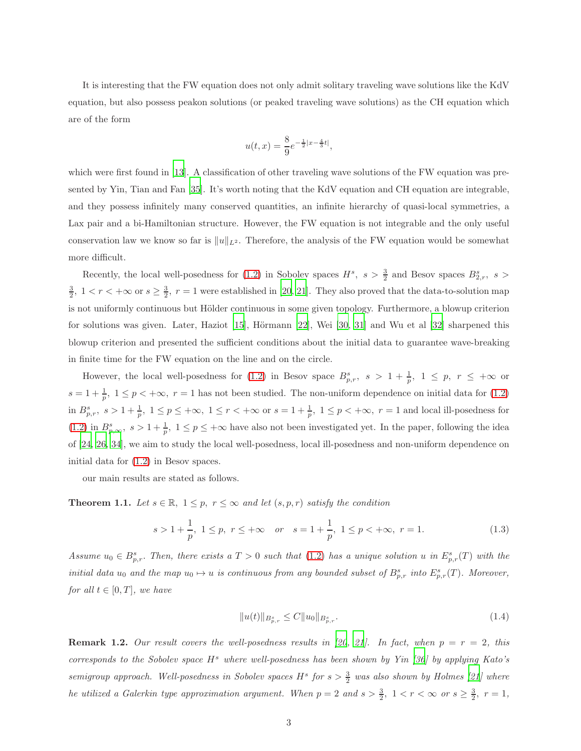It is interesting that the FW equation does not only admit solitary traveling wave solutions like the KdV equation, but also possess peakon solutions (or peaked traveling wave solutions) as the CH equation which are of the form

$$u(t,x) = \frac{8}{9}e^{-\frac{1}{2}|x-\frac{4}{3}t|},$$

which were first found in [13]. A classification of other traveling wave solutions of the FW equation was presented by Yin, Tian and Fan [35]. It's worth noting that the KdV equation and CH equation are integrable, and they possess infinitely many conserved quantities, an infinite hierarchy of quasi-local symmetries, a Lax pair and a bi-Hamiltonian structure. However, the FW equation is not integrable and the only useful conservation law we know so far is $\|u\|_{L^2}$. Therefore, the analysis of the FW equation would be somewhat more difficult.

Recently, the local well-posedness for (1.2) in Sobolev spaces $H^s,\ s>\frac{3}{2}$ and Besov spaces $B^s_{2,r},\ s>\frac{3}{2},\ 1<r<+\infty$ or $s\geq\frac{3}{2},\ r=1$ were established in [20, 21]. They also proved that the data-to-solution map is not uniformly continuous but Hölder continuous in some given topology. Furthermore, a blowup criterion for solutions was given. Later, Haziot [15], Hörmann [22], Wei [30, 31] and Wu et al [32] sharpened this blowup criterion and presented the sufficient conditions about the initial data to guarantee wave-breaking in finite time for the FW equation on the line and on the circle.

However, the local well-posedness for (1.2) in Besov space $B^s_{p,r},\ s>1+\frac{1}{p},\ 1\leq p,\ r\leq+\infty$ or $s=1+\frac{1}{p},\ 1\leq p<+\infty,\ r=1$ has not been studied. The non-uniform dependence on initial data for (1.2) in $B^s_{p,r},\ s>1+\frac{1}{p},\ 1\leq p\leq+\infty,\ 1\leq r<+\infty$ or $s=1+\frac{1}{p},\ 1\leq p<+\infty,\ r=1$ and local ill-posedness for (1.2) in $B^s_{p,\infty},\ s>1+\frac{1}{p},\ 1\leq p\leq+\infty$ have also not been investigated yet. In the paper, following the idea of [24, 26, 34], we aim to study the local well-posedness, local ill-posedness and non-uniform dependence on initial data for (1.2) in Besov spaces.

our main results are stated as follows.

**Theorem 1.1.** *Let $s\in\mathbb{R},\ 1\leq p,\ r\leq\infty$ and let $(s,p,r)$ satisfy the condition*

$$s>1+\frac{1}{p},\ 1\leq p,\ r\leq+\infty \quad \text{or} \quad s=1+\frac{1}{p},\ 1\leq p<+\infty,\ r=1. \tag{1.3}$$

*Assume $u_0\in B^s_{p,r}$. Then, there exists a $T>0$ such that (1.2) has a unique solution $u$ in $E^s_{p,r}(T)$ with the initial data $u_0$ and the map $u_0\mapsto u$ is continuous from any bounded subset of $B^s_{p,r}$ into $E^s_{p,r}(T)$. Moreover, for all $t\in[0,T]$, we have*

$$\|u(t)\|_{B^s_{p,r}}\leq C\|u_0\|_{B^s_{p,r}}. \tag{1.4}$$

**Remark 1.2.** *Our result covers the well-posedness results in [20], [21]. In fact, when $p=r=2$, this corresponds to the Sobolev space $H^s$ where well-posedness has been shown by Yin [36] by applying Kato's semigroup approach. Well-posedness in Sobolev spaces $H^s$ for $s>\frac{3}{2}$ was also shown by Holmes [21] where he utilized a Galerkin type approximation argument. When $p=2$ and $s>\frac{3}{2},\ 1<r<\infty$ or $s\geq\frac{3}{2},\ r=1$,*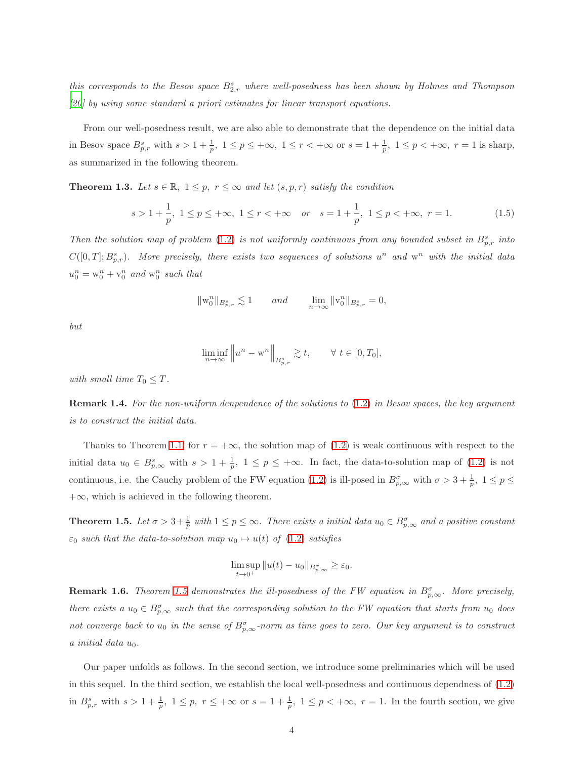*this corresponds to the Besov space $B^s_{2,r}$ where well-posedness has been shown by Holmes and Thompson [20] by using some standard a priori estimates for linear transport equations.*

From our well-posedness result, we are also able to demonstrate that the dependence on the initial data in Besov space $B^s_{p,r}$ with $s > 1 + \frac{1}{p},\ 1 \le p \le +\infty,\ 1 \le r < +\infty$ or $s = 1 + \frac{1}{p},\ 1 \le p < +\infty,\ r = 1$ is sharp, as summarized in the following theorem.

**Theorem 1.3.** *Let $s \in \mathbb{R},\ 1 \le p,\ r \le \infty$ and let $(s, p, r)$ satisfy the condition*

$$s > 1 + \frac{1}{p},\ 1 \le p \le +\infty,\ 1 \le r < +\infty \quad or \quad s = 1 + \frac{1}{p},\ 1 \le p < +\infty,\ r = 1. \tag{1.5}$$

*Then the solution map of problem (1.2) is not uniformly continuous from any bounded subset in $B^s_{p,r}$ into $C([0,T]; B^s_{p,r})$. More precisely, there exists two sequences of solutions $u^n$ and $\mathrm{w}^n$ with the initial data $u^n_0 = \mathrm{w}^n_0 + \mathrm{v}^n_0$ and $\mathrm{w}^n_0$ such that*

$$\|\mathrm{w}^n_0\|_{B^s_{p,r}} \lesssim 1 \qquad and \qquad \lim_{n\to\infty} \|\mathrm{v}^n_0\|_{B^s_{p,r}} = 0,$$

*but*

$$\liminf_{n\to\infty} \Big\| u^n - \mathrm{w}^n \Big\|_{B^s_{p,r}} \gtrsim t, \qquad \forall\ t \in [0, T_0],$$

*with small time $T_0 \le T$.*

**Remark 1.4.** *For the non-uniform denpendence of the solutions to (1.2) in Besov spaces, the key argument is to construct the initial data.*

Thanks to Theorem 1.1, for $r = +\infty$, the solution map of (1.2) is weak continuous with respect to the initial data $u_0 \in B^s_{p,\infty}$ with $s > 1 + \frac{1}{p},\ 1 \le p \le +\infty$. In fact, the data-to-solution map of (1.2) is not continuous, i.e. the Cauchy problem of the FW equation (1.2) is ill-posed in $B^\sigma_{p,\infty}$ with $\sigma > 3 + \frac{1}{p},\ 1 \le p \le +\infty$, which is achieved in the following theorem.

**Theorem 1.5.** *Let $\sigma > 3 + \frac{1}{p}$ with $1 \le p \le \infty$. There exists a initial data $u_0 \in B^\sigma_{p,\infty}$ and a positive constant $\varepsilon_0$ such that the data-to-solution map $u_0 \mapsto u(t)$ of (1.2) satisfies*

$$\limsup_{t\to 0^+} \|u(t) - u_0\|_{B^\sigma_{p,\infty}} \ge \varepsilon_0.$$

**Remark 1.6.** *Theorem 1.5 demonstrates the ill-posedness of the FW equation in $B^\sigma_{p,\infty}$. More precisely, there exists a $u_0 \in B^\sigma_{p,\infty}$ such that the corresponding solution to the FW equation that starts from $u_0$ does not converge back to $u_0$ in the sense of $B^\sigma_{p,\infty}$-norm as time goes to zero. Our key argument is to construct a initial data $u_0$.*

Our paper unfolds as follows. In the second section, we introduce some preliminaries which will be used in this sequel. In the third section, we establish the local well-posedness and continuous dependness of (1.2) in $B^s_{p,r}$ with $s > 1 + \frac{1}{p},\ 1 \le p,\ r \le +\infty$ or $s = 1 + \frac{1}{p},\ 1 \le p < +\infty,\ r = 1$. In the fourth section, we give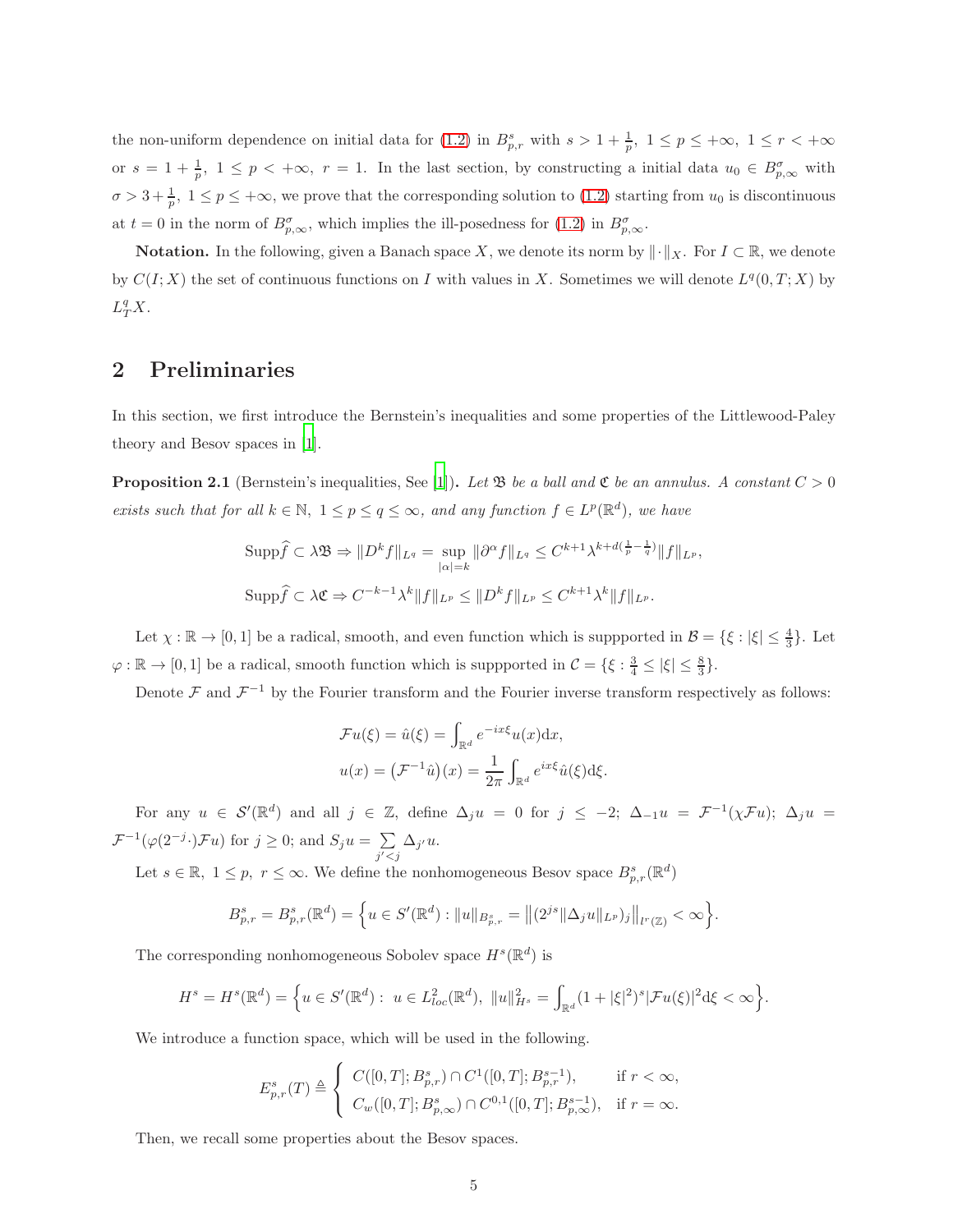the non-uniform dependence on initial data for (1.2) in $B^s_{p,r}$ with $s > 1 + \frac{1}{p},\ 1 \le p \le +\infty,\ 1 \le r < +\infty$ or $s = 1 + \frac{1}{p},\ 1 \le p < +\infty,\ r = 1$. In the last section, by constructing a initial data $u_0 \in B^\sigma_{p,\infty}$ with $\sigma > 3 + \frac{1}{p},\ 1 \le p \le +\infty$, we prove that the corresponding solution to (1.2) starting from $u_0$ is discontinuous at $t = 0$ in the norm of $B^\sigma_{p,\infty}$, which implies the ill-posedness for (1.2) in $B^\sigma_{p,\infty}$.

**Notation.** In the following, given a Banach space $X$, we denote its norm by $\|\cdot\|_X$. For $I \subset \mathbb{R}$, we denote by $C(I;X)$ the set of continuous functions on $I$ with values in $X$. Sometimes we will denote $L^q(0,T;X)$ by $L^q_T X$.

## 2 Preliminaries

In this section, we first introduce the Bernstein's inequalities and some properties of the Littlewood-Paley theory and Besov spaces in [1].

**Proposition 2.1** (Bernstein's inequalities, See [1])**.** *Let $\mathfrak{B}$ be a ball and $\mathfrak{C}$ be an annulus. A constant $C > 0$ exists such that for all $k \in \mathbb{N}$, $1 \le p \le q \le \infty$, and any function $f \in L^p(\mathbb{R}^d)$, we have*

$$\mathrm{Supp}\widehat{f} \subset \lambda\mathfrak{B} \Rightarrow \|D^k f\|_{L^q} = \sup_{|\alpha|=k} \|\partial^\alpha f\|_{L^q} \le C^{k+1}\lambda^{k+d(\frac{1}{p}-\frac{1}{q})}\|f\|_{L^p},$$

$$\mathrm{Supp}\widehat{f} \subset \lambda\mathfrak{C} \Rightarrow C^{-k-1}\lambda^k\|f\|_{L^p} \le \|D^k f\|_{L^p} \le C^{k+1}\lambda^k\|f\|_{L^p}.$$

Let $\chi : \mathbb{R} \to [0,1]$ be a radical, smooth, and even function which is suppported in $\mathcal{B} = \{\xi : |\xi| \le \frac{4}{3}\}$. Let $\varphi : \mathbb{R} \to [0,1]$ be a radical, smooth function which is suppported in $\mathcal{C} = \{\xi : \frac{3}{4} \le |\xi| \le \frac{8}{3}\}$.

Denote $\mathcal{F}$ and $\mathcal{F}^{-1}$ by the Fourier transform and the Fourier inverse transform respectively as follows:

$$\mathcal{F}u(\xi) = \hat{u}(\xi) = \int_{\mathbb{R}^d} e^{-ix\xi}u(x)\mathrm{d}x,$$

$$u(x) = \big(\mathcal{F}^{-1}\hat{u}\big)(x) = \frac{1}{2\pi}\int_{\mathbb{R}^d} e^{ix\xi}\hat{u}(\xi)\mathrm{d}\xi.$$

For any $u \in \mathcal{S}'(\mathbb{R}^d)$ and all $j \in \mathbb{Z}$, define $\Delta_j u = 0$ for $j \le -2$; $\Delta_{-1}u = \mathcal{F}^{-1}(\chi\mathcal{F}u)$; $\Delta_j u = \mathcal{F}^{-1}(\varphi(2^{-j}\cdot)\mathcal{F}u)$ for $j \ge 0$; and $S_j u = \sum\limits_{j'<j} \Delta_{j'}u$.

Let $s \in \mathbb{R},\ 1 \le p,\ r \le \infty$. We define the nonhomogeneous Besov space $B^s_{p,r}(\mathbb{R}^d)$

$$B^s_{p,r} = B^s_{p,r}(\mathbb{R}^d) = \Big\{u \in S'(\mathbb{R}^d) : \|u\|_{B^s_{p,r}} = \big\|(2^{js}\|\Delta_j u\|_{L^p})_j\big\|_{l^r(\mathbb{Z})} < \infty\Big\}.$$

The corresponding nonhomogeneous Sobolev space $H^s(\mathbb{R}^d)$ is

$$H^s = H^s(\mathbb{R}^d) = \Big\{u \in S'(\mathbb{R}^d) :\ u \in L^2_{loc}(\mathbb{R}^d),\ \|u\|^2_{H^s} = \int_{\mathbb{R}^d}(1+|\xi|^2)^s|\mathcal{F}u(\xi)|^2\mathrm{d}\xi < \infty\Big\}.$$

We introduce a function space, which will be used in the following.

$$E^s_{p,r}(T) \triangleq \begin{cases} C([0,T];B^s_{p,r}) \cap C^1([0,T];B^{s-1}_{p,r}), & \text{if } r < \infty, \\ C_w([0,T];B^s_{p,\infty}) \cap C^{0,1}([0,T];B^{s-1}_{p,\infty}), & \text{if } r = \infty. \end{cases}$$

Then, we recall some properties about the Besov spaces.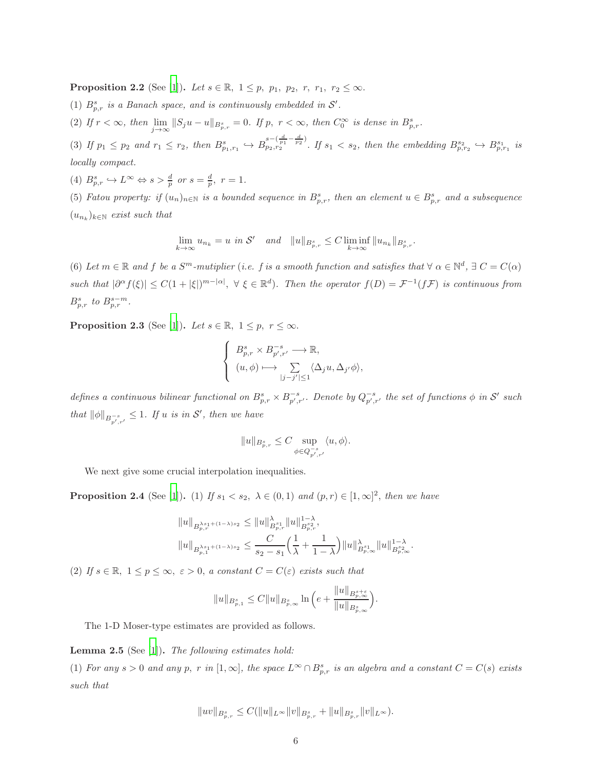**Proposition 2.2** (See [1]). *Let $s \in \mathbb{R}$, $1 \le p,\ p_1,\ p_2,\ r,\ r_1,\ r_2 \le \infty$.*

(1) *$B^s_{p,r}$ is a Banach space, and is continuously embedded in $\mathcal{S}'$.*

(2) *If $r < \infty$, then $\lim\limits_{j\to\infty} \|S_j u - u\|_{B^s_{p,r}} = 0$. If $p,\ r < \infty$, then $C_0^\infty$ is dense in $B^s_{p,r}$.*

(3) *If $p_1 \le p_2$ and $r_1 \le r_2$, then $B^s_{p_1,r_1} \hookrightarrow B^{s-(\frac{d}{p_1}-\frac{d}{p_2})}_{p_2,r_2}$. If $s_1 < s_2$, then the embedding $B^{s_2}_{p,r_2} \hookrightarrow B^{s_1}_{p,r_1}$ is locally compact.*

(4) *$B^s_{p,r} \hookrightarrow L^\infty \Leftrightarrow s > \frac{d}{p}$ or $s = \frac{d}{p},\ r = 1$.*

(5) *Fatou property: if $(u_n)_{n\in\mathbb{N}}$ is a bounded sequence in $B^s_{p,r}$, then an element $u \in B^s_{p,r}$ and a subsequence $(u_{n_k})_{k\in\mathbb{N}}$ exist such that*

$$
\lim_{k\to\infty} u_{n_k} = u \ \text{in}\ \mathcal{S}' \quad \text{and} \quad \|u\|_{B^s_{p,r}} \le C \liminf_{k\to\infty} \|u_{n_k}\|_{B^s_{p,r}}.
$$

(6) *Let $m \in \mathbb{R}$ and $f$ be a $S^m$-mutiplier (i.e. $f$ is a smooth function and satisfies that $\forall\ \alpha \in \mathbb{N}^d$, $\exists\ C = C(\alpha)$ such that $|\partial^\alpha f(\xi)| \le C(1+|\xi|)^{m-|\alpha|}$, $\forall\ \xi \in \mathbb{R}^d$). Then the operator $f(D) = \mathcal{F}^{-1}(f\mathcal{F})$ is continuous from $B^s_{p,r}$ to $B^{s-m}_{p,r}$.*

**Proposition 2.3** (See [1]). *Let $s \in \mathbb{R}$, $1 \le p,\ r \le \infty$.*

$$
\begin{cases}
B^s_{p,r} \times B^{-s}_{p',r'} \longrightarrow \mathbb{R}, \\
(u,\phi) \longmapsto \sum\limits_{|j-j'|\le 1} \langle \Delta_j u, \Delta_{j'} \phi \rangle,
\end{cases}
$$

*defines a continuous bilinear functional on $B^s_{p,r} \times B^{-s}_{p',r'}$. Denote by $Q^{-s}_{p',r'}$ the set of functions $\phi$ in $\mathcal{S}'$ such that $\|\phi\|_{B^{-s}_{p',r'}} \le 1$. If $u$ is in $\mathcal{S}'$, then we have*

$$
\|u\|_{B^s_{p,r}} \le C \sup_{\phi \in Q^{-s}_{p',r'}} \langle u, \phi \rangle.
$$

We next give some crucial interpolation inequalities.

**Proposition 2.4** (See [1]). (1) *If $s_1 < s_2$, $\lambda \in (0,1)$ and $(p,r) \in [1,\infty]^2$, then we have*

$$
\begin{aligned}
&\|u\|_{B^{\lambda s_1 + (1-\lambda)s_2}_{p,r}} \le \|u\|^{\lambda}_{B^{s_1}_{p,r}} \|u\|^{1-\lambda}_{B^{s_2}_{p,r}}, \\
&\|u\|_{B^{\lambda s_1 + (1-\lambda)s_2}_{p,1}} \le \frac{C}{s_2 - s_1}\Big(\frac{1}{\lambda} + \frac{1}{1-\lambda}\Big) \|u\|^{\lambda}_{B^{s_1}_{p,\infty}} \|u\|^{1-\lambda}_{B^{s_2}_{p,\infty}}.
\end{aligned}
$$

(2) *If $s \in \mathbb{R}$, $1 \le p \le \infty$, $\varepsilon > 0$, a constant $C = C(\varepsilon)$ exists such that*

$$
\|u\|_{B^s_{p,1}} \le C \|u\|_{B^s_{p,\infty}} \ln\Big(e + \frac{\|u\|_{B^{s+\varepsilon}_{p,\infty}}}{\|u\|_{B^s_{p,\infty}}}\Big).
$$

The 1-D Moser-type estimates are provided as follows.

**Lemma 2.5** (See [1]). *The following estimates hold:*

(1) *For any $s > 0$ and any $p,\ r$ in $[1,\infty]$, the space $L^\infty \cap B^s_{p,r}$ is an algebra and a constant $C = C(s)$ exists such that*

$$
\|uv\|_{B^s_{p,r}} \le C(\|u\|_{L^\infty} \|v\|_{B^s_{p,r}} + \|u\|_{B^s_{p,r}} \|v\|_{L^\infty}).
$$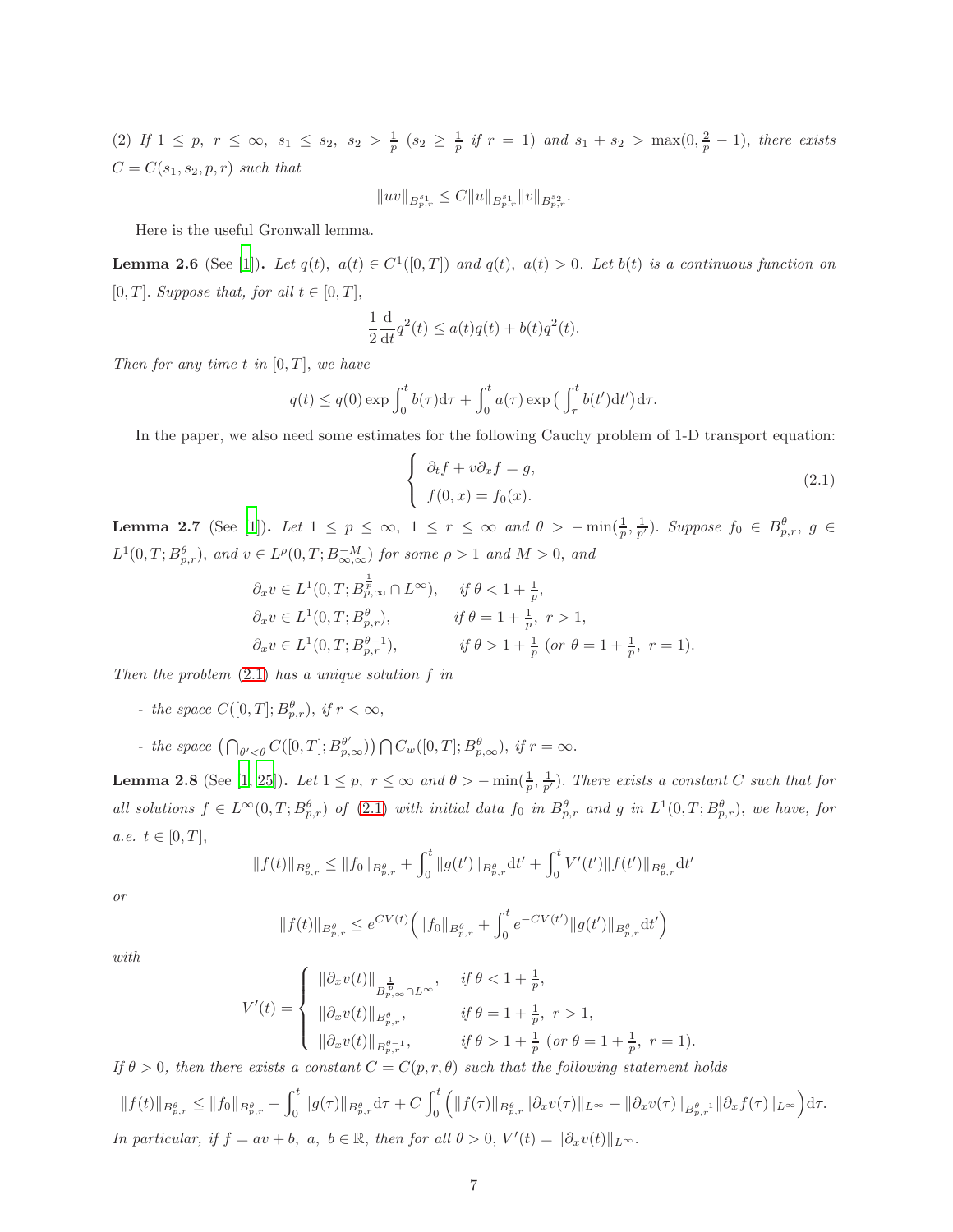(2) *If $1 \leq p,\ r \leq \infty,\ s_1 \leq s_2,\ s_2 > \frac{1}{p}$ ($s_2 \geq \frac{1}{p}$ if $r = 1$) and $s_1 + s_2 > \max(0, \frac{2}{p} - 1)$, there exists $C = C(s_1, s_2, p, r)$ such that*

$$\|uv\|_{B^{s_1}_{p,r}} \leq C\|u\|_{B^{s_1}_{p,r}}\|v\|_{B^{s_2}_{p,r}}.$$

Here is the useful Gronwall lemma.

**Lemma 2.6** (See [1]). *Let $q(t),\ a(t) \in C^1([0,T])$ and $q(t),\ a(t) > 0$. Let $b(t)$ is a continuous function on $[0,T]$. Suppose that, for all $t \in [0,T]$,*

$$\frac{1}{2}\frac{\mathrm{d}}{\mathrm{d}t}q^2(t) \leq a(t)q(t) + b(t)q^2(t).$$

*Then for any time $t$ in $[0,T]$, we have*

$$q(t) \leq q(0)\exp\int_0^t b(\tau)\mathrm{d}\tau + \int_0^t a(\tau)\exp\big(\int_\tau^t b(t')\mathrm{d}t'\big)\mathrm{d}\tau.$$

In the paper, we also need some estimates for the following Cauchy problem of 1-D transport equation:

$$\begin{cases} \partial_t f + v\partial_x f = g, \\ f(0,x) = f_0(x). \end{cases} \tag{2.1}$$

**Lemma 2.7** (See [1]). *Let $1 \leq p \leq \infty,\ 1 \leq r \leq \infty$ and $\theta > -\min(\frac{1}{p}, \frac{1}{p'})$. Suppose $f_0 \in B^\theta_{p,r},\ g \in L^1(0,T; B^\theta_{p,r})$, and $v \in L^\rho(0,T; B^{-M}_{\infty,\infty})$ for some $\rho > 1$ and $M > 0$, and*

$$\begin{aligned}
&\partial_x v \in L^1(0,T; B^{\frac{1}{p}}_{p,\infty} \cap L^\infty), && \text{if } \theta < 1 + \tfrac{1}{p}, \\
&\partial_x v \in L^1(0,T; B^\theta_{p,r}), && \text{if } \theta = 1 + \tfrac{1}{p},\ r > 1, \\
&\partial_x v \in L^1(0,T; B^{\theta-1}_{p,r}), && \text{if } \theta > 1 + \tfrac{1}{p}\ (\text{or } \theta = 1 + \tfrac{1}{p},\ r = 1).
\end{aligned}$$

*Then the problem (2.1) has a unique solution $f$ in*

- *the space $C([0,T]; B^\theta_{p,r})$, if $r < \infty$,*
- *the space $\big(\bigcap_{\theta' < \theta} C([0,T]; B^{\theta'}_{p,\infty})\big) \bigcap C_w([0,T]; B^\theta_{p,\infty})$, if $r = \infty$.*

**Lemma 2.8** (See [1, 25]). *Let $1 \leq p,\ r \leq \infty$ and $\theta > -\min(\frac{1}{p}, \frac{1}{p'})$. There exists a constant $C$ such that for all solutions $f \in L^\infty(0,T; B^\theta_{p,r})$ of (2.1) with initial data $f_0$ in $B^\theta_{p,r}$ and $g$ in $L^1(0,T; B^\theta_{p,r})$, we have, for a.e. $t \in [0,T]$,*

$$\|f(t)\|_{B^\theta_{p,r}} \leq \|f_0\|_{B^\theta_{p,r}} + \int_0^t \|g(t')\|_{B^\theta_{p,r}}\mathrm{d}t' + \int_0^t V'(t')\|f(t')\|_{B^\theta_{p,r}}\mathrm{d}t'$$

*or*

$$\|f(t)\|_{B^\theta_{p,r}} \leq e^{CV(t)}\Big(\|f_0\|_{B^\theta_{p,r}} + \int_0^t e^{-CV(t')}\|g(t')\|_{B^\theta_{p,r}}\mathrm{d}t'\Big)$$

*with*

$$V'(t) = \begin{cases} \|\partial_x v(t)\|_{B^{\frac{1}{p}}_{p,\infty} \cap L^\infty}, & \text{if } \theta < 1 + \frac{1}{p}, \\ \|\partial_x v(t)\|_{B^\theta_{p,r}}, & \text{if } \theta = 1 + \frac{1}{p},\ r > 1, \\ \|\partial_x v(t)\|_{B^{\theta-1}_{p,r}}, & \text{if } \theta > 1 + \frac{1}{p}\ (\text{or } \theta = 1 + \frac{1}{p},\ r = 1). \end{cases}$$

*If $\theta > 0$, then there exists a constant $C = C(p, r, \theta)$ such that the following statement holds*

$$\|f(t)\|_{B^\theta_{p,r}} \leq \|f_0\|_{B^\theta_{p,r}} + \int_0^t \|g(\tau)\|_{B^\theta_{p,r}}\mathrm{d}\tau + C\int_0^t \Big(\|f(\tau)\|_{B^\theta_{p,r}}\|\partial_x v(\tau)\|_{L^\infty} + \|\partial_x v(\tau)\|_{B^{\theta-1}_{p,r}}\|\partial_x f(\tau)\|_{L^\infty}\Big)\mathrm{d}\tau.$$

*In particular, if $f = av + b,\ a,\ b \in \mathbb{R}$, then for all $\theta > 0$, $V'(t) = \|\partial_x v(t)\|_{L^\infty}$.*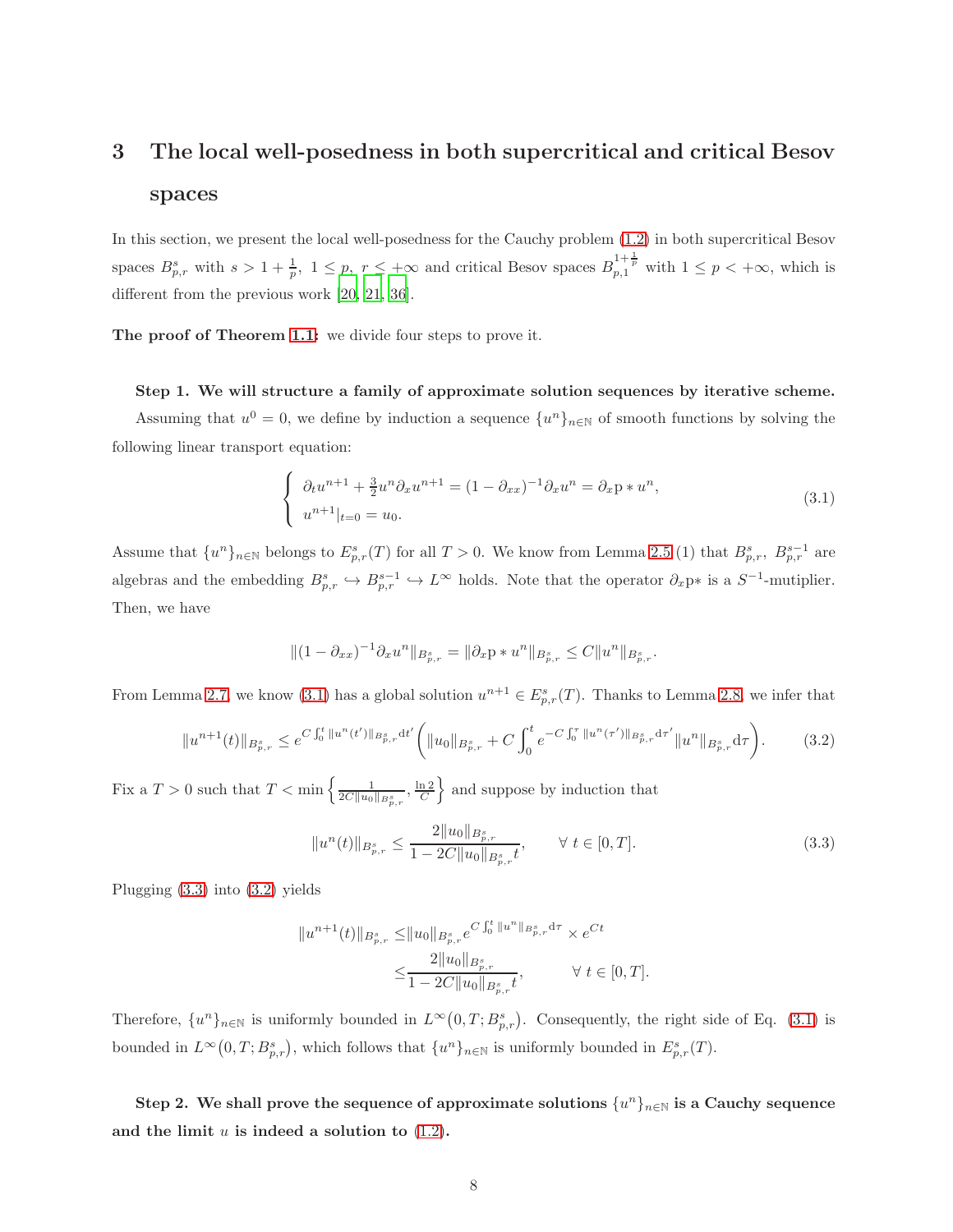# 3 The local well-posedness in both supercritical and critical Besov spaces

In this section, we present the local well-posedness for the Cauchy problem (1.2) in both supercritical Besov spaces $B^s_{p,r}$ with $s > 1 + \frac{1}{p},\ 1 \le p,\ r < +\infty$ and critical Besov spaces $B^{1+\frac{1}{p}}_{p,1}$ with $1 \le p < +\infty$, which is different from the previous work [20, 21, 36].

**The proof of Theorem 1.1:** we divide four steps to prove it.

**Step 1. We will structure a family of approximate solution sequences by iterative scheme.**

Assuming that $u^0 = 0$, we define by induction a sequence $\{u^n\}_{n\in\mathbb{N}}$ of smooth functions by solving the following linear transport equation:

$$
\begin{cases}
\partial_t u^{n+1} + \frac{3}{2} u^n \partial_x u^{n+1} = (1-\partial_{xx})^{-1}\partial_x u^n = \partial_x \mathrm{p} * u^n, \\
u^{n+1}|_{t=0} = u_0.
\end{cases}
\tag{3.1}
$$

Assume that $\{u^n\}_{n\in\mathbb{N}}$ belongs to $E^s_{p,r}(T)$ for all $T>0$. We know from Lemma 2.5 (1) that $B^s_{p,r},\ B^{s-1}_{p,r}$ are algebras and the embedding $B^s_{p,r} \hookrightarrow B^{s-1}_{p,r} \hookrightarrow L^\infty$ holds. Note that the operator $\partial_x \mathrm{p}*$ is a $S^{-1}$-mutiplier. Then, we have

$$
\|(1-\partial_{xx})^{-1}\partial_x u^n\|_{B^s_{p,r}} = \|\partial_x \mathrm{p} * u^n\|_{B^s_{p,r}} \le C\|u^n\|_{B^s_{p,r}}.
$$

From Lemma 2.7, we know (3.1) has a global solution $u^{n+1} \in E^s_{p,r}(T)$. Thanks to Lemma 2.8, we infer that

$$
\|u^{n+1}(t)\|_{B^s_{p,r}} \le e^{C\int_0^t \|u^n(t')\|_{B^s_{p,r}}\mathrm{d}t'} \left( \|u_0\|_{B^s_{p,r}} + C\int_0^t e^{-C\int_0^\tau \|u^n(\tau')\|_{B^s_{p,r}}\mathrm{d}\tau'} \|u^n\|_{B^s_{p,r}} \mathrm{d}\tau \right).
\tag{3.2}
$$

Fix a $T>0$ such that $T < \min\left\{ \frac{1}{2C\|u_0\|_{B^s_{p,r}}}, \frac{\ln 2}{C} \right\}$ and suppose by induction that

$$
\|u^n(t)\|_{B^s_{p,r}} \le \frac{2\|u_0\|_{B^s_{p,r}}}{1-2C\|u_0\|_{B^s_{p,r}} t}, \qquad \forall\ t \in [0,T].
\tag{3.3}
$$

Plugging (3.3) into (3.2) yields

$$
\begin{aligned}
\|u^{n+1}(t)\|_{B^s_{p,r}} \le & \|u_0\|_{B^s_{p,r}} e^{C\int_0^t \|u^n\|_{B^s_{p,r}}\mathrm{d}\tau} \times e^{Ct} \\
\le & \frac{2\|u_0\|_{B^s_{p,r}}}{1-2C\|u_0\|_{B^s_{p,r}} t}, \qquad \forall\ t \in [0,T].
\end{aligned}
$$

Therefore, $\{u^n\}_{n\in\mathbb{N}}$ is uniformly bounded in $L^\infty\big(0,T;B^s_{p,r}\big)$. Consequently, the right side of Eq. (3.1) is bounded in $L^\infty\big(0,T;B^s_{p,r}\big)$, which follows that $\{u^n\}_{n\in\mathbb{N}}$ is uniformly bounded in $E^s_{p,r}(T)$.

**Step 2. We shall prove the sequence of approximate solutions $\{u^n\}_{n\in\mathbb{N}}$ is a Cauchy sequence and the limit $u$ is indeed a solution to (1.2).**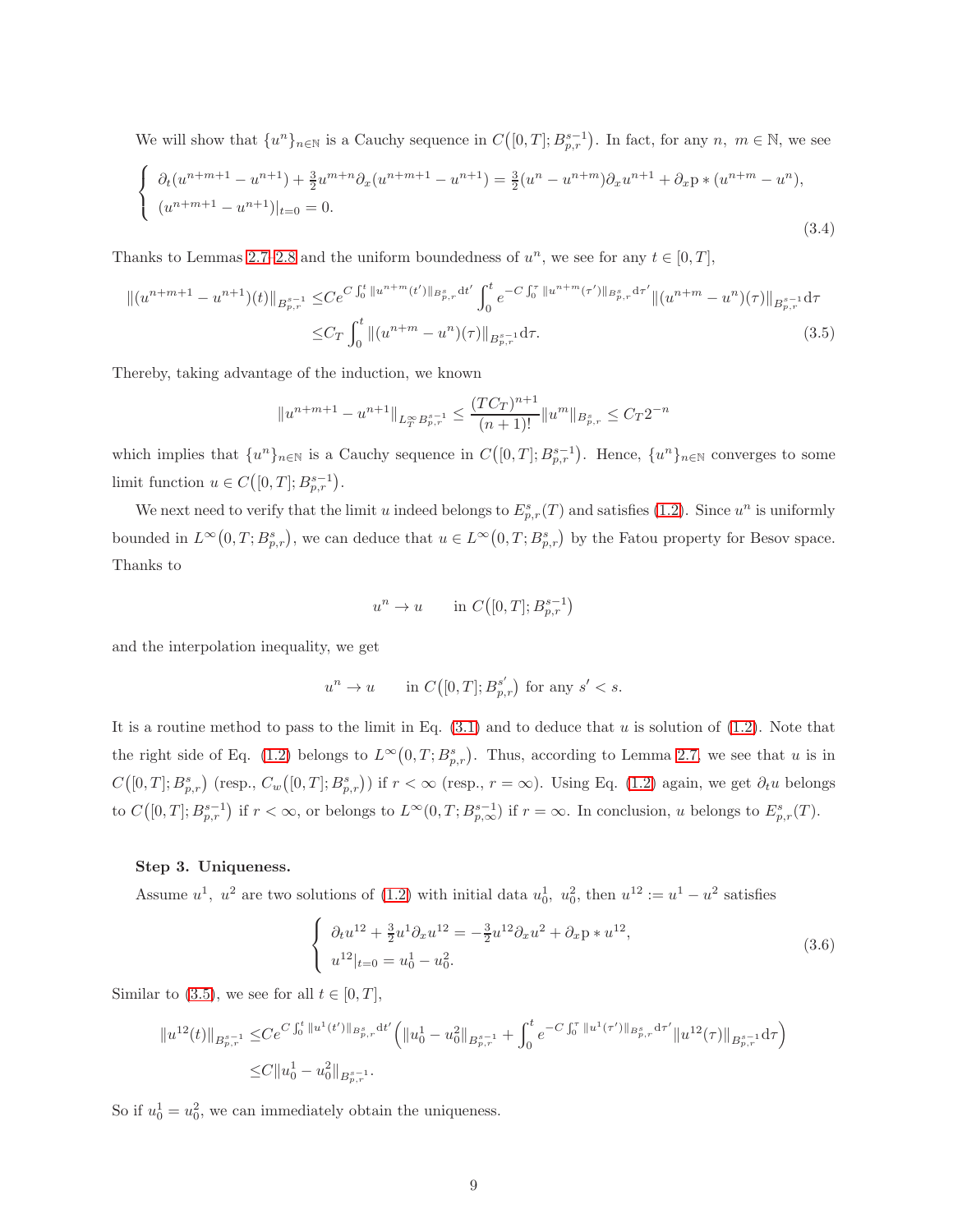We will show that $\{u^n\}_{n\in\mathbb{N}}$ is a Cauchy sequence in $C\big([0,T];B^{s-1}_{p,r}\big)$. In fact, for any $n,\ m\in\mathbb{N}$, we see

$$
\begin{cases}
\partial_t(u^{n+m+1}-u^{n+1})+\frac{3}{2}u^{m+n}\partial_x(u^{n+m+1}-u^{n+1})=\frac{3}{2}(u^n-u^{n+m})\partial_x u^{n+1}+\partial_x \mathrm{p}*(u^{n+m}-u^n),\\
(u^{n+m+1}-u^{n+1})|_{t=0}=0.
\end{cases}
\tag{3.4}
$$

Thanks to Lemmas 2.7–2.8 and the uniform boundedness of $u^n$, we see for any $t\in[0,T]$,

$$
\begin{aligned}
\|(u^{n+m+1}-u^{n+1})(t)\|_{B^{s-1}_{p,r}} \leq & Ce^{C\int_0^t \|u^{n+m}(t')\|_{B^s_{p,r}}\mathrm{d}t'}\int_0^t e^{-C\int_0^\tau \|u^{n+m}(\tau')\|_{B^s_{p,r}}\mathrm{d}\tau'}\|(u^{n+m}-u^n)(\tau)\|_{B^{s-1}_{p,r}}\mathrm{d}\tau\\
\leq & C_T\int_0^t \|(u^{n+m}-u^n)(\tau)\|_{B^{s-1}_{p,r}}\mathrm{d}\tau.
\end{aligned}
\tag{3.5}
$$

Thereby, taking advantage of the induction, we known

$$
\|u^{n+m+1}-u^{n+1}\|_{L^\infty_T B^{s-1}_{p,r}}\leq \frac{(TC_T)^{n+1}}{(n+1)!}\|u^m\|_{B^s_{p,r}}\leq C_T 2^{-n}
$$

which implies that $\{u^n\}_{n\in\mathbb{N}}$ is a Cauchy sequence in $C\big([0,T];B^{s-1}_{p,r}\big)$. Hence, $\{u^n\}_{n\in\mathbb{N}}$ converges to some limit function $u\in C\big([0,T];B^{s-1}_{p,r}\big)$.

We next need to verify that the limit $u$ indeed belongs to $E^s_{p,r}(T)$ and satisfies (1.2). Since $u^n$ is uniformly bounded in $L^\infty\big(0,T;B^s_{p,r}\big)$, we can deduce that $u\in L^\infty\big(0,T;B^s_{p,r}\big)$ by the Fatou property for Besov space. Thanks to

$$
u^n\to u \qquad \text{in } C\big([0,T];B^{s-1}_{p,r}\big)
$$

and the interpolation inequality, we get

$$
u^n\to u \qquad \text{in } C\big([0,T];B^{s'}_{p,r}\big) \text{ for any } s'<s.
$$

It is a routine method to pass to the limit in Eq. (3.1) and to deduce that $u$ is solution of (1.2). Note that the right side of Eq. (1.2) belongs to $L^\infty\big(0,T;B^s_{p,r}\big)$. Thus, according to Lemma 2.7, we see that $u$ is in $C\big([0,T];B^s_{p,r}\big)$ (resp., $C_w\big([0,T];B^s_{p,r}\big)$) if $r<\infty$ (resp., $r=\infty$). Using Eq. (1.2) again, we get $\partial_t u$ belongs to $C\big([0,T];B^{s-1}_{p,r}\big)$ if $r<\infty$, or belongs to $L^\infty(0,T;B^{s-1}_{p,\infty})$ if $r=\infty$. In conclusion, $u$ belongs to $E^s_{p,r}(T)$.

**Step 3. Uniqueness.**

Assume $u^1,\ u^2$ are two solutions of (1.2) with initial data $u^1_0,\ u^2_0$, then $u^{12}:=u^1-u^2$ satisfies

$$
\begin{cases}
\partial_t u^{12}+\frac{3}{2}u^1\partial_x u^{12}=-\frac{3}{2}u^{12}\partial_x u^2+\partial_x\mathrm{p}*u^{12},\\
u^{12}|_{t=0}=u^1_0-u^2_0.
\end{cases}
\tag{3.6}
$$

Similar to (3.5), we see for all $t\in[0,T]$,

$$
\begin{aligned}
\|u^{12}(t)\|_{B^{s-1}_{p,r}}\leq & Ce^{C\int_0^t\|u^1(t')\|_{B^s_{p,r}}\mathrm{d}t'}\Big(\|u^1_0-u^2_0\|_{B^{s-1}_{p,r}}+\int_0^t e^{-C\int_0^\tau \|u^1(\tau')\|_{B^s_{p,r}}\mathrm{d}\tau'}\|u^{12}(\tau)\|_{B^{s-1}_{p,r}}\mathrm{d}\tau\Big)\\
\leq & C\|u^1_0-u^2_0\|_{B^{s-1}_{p,r}}.
\end{aligned}
$$

So if $u^1_0=u^2_0$, we can immediately obtain the uniqueness.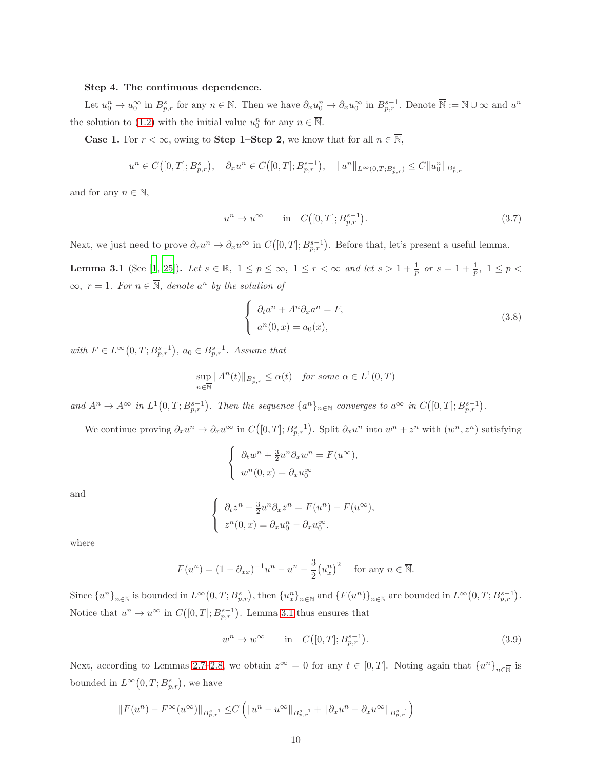**Step 4. The continuous dependence.**

Let $u_0^n \to u_0^\infty$ in $B^s_{p,r}$ for any $n \in \mathbb{N}$. Then we have $\partial_x u_0^n \to \partial_x u_0^\infty$ in $B^{s-1}_{p,r}$. Denote $\overline{\mathbb{N}} := \mathbb{N} \cup \infty$ and $u^n$ the solution to (1.2) with the initial value $u_0^n$ for any $n \in \overline{\mathbb{N}}$.

**Case 1.** For $r < \infty$, owing to **Step 1**–**Step 2**, we know that for all $n \in \overline{\mathbb{N}}$,

$$u^n \in C\big([0,T]; B^s_{p,r}\big), \quad \partial_x u^n \in C\big([0,T]; B^{s-1}_{p,r}\big), \quad \|u^n\|_{L^\infty(0,T;B^s_{p,r})} \leq C\|u_0^n\|_{B^s_{p,r}}$$

and for any $n \in \mathbb{N}$,

$$u^n \to u^\infty \qquad \text{in} \quad C\big([0,T]; B^{s-1}_{p,r}\big). \tag{3.7}$$

Next, we just need to prove $\partial_x u^n \to \partial_x u^\infty$ in $C\big([0,T]; B^{s-1}_{p,r}\big)$. Before that, let's present a useful lemma.

**Lemma 3.1** (See [1, 25]). *Let $s \in \mathbb{R}$, $1 \leq p \leq \infty$, $1 \leq r < \infty$ and let $s > 1 + \frac{1}{p}$ or $s = 1 + \frac{1}{p}$, $1 \leq p < \infty$, $r = 1$. For $n \in \overline{\mathbb{N}}$, denote $a^n$ by the solution of*

$$\begin{cases} \partial_t a^n + A^n \partial_x a^n = F, \\ a^n(0,x) = a_0(x), \end{cases} \tag{3.8}$$

*with $F \in L^\infty\big(0,T; B^{s-1}_{p,r}\big)$, $a_0 \in B^{s-1}_{p,r}$. Assume that*

$$\sup_{n \in \overline{\mathbb{N}}} \|A^n(t)\|_{B^s_{p,r}} \leq \alpha(t) \quad \textit{for some } \alpha \in L^1(0,T)$$

*and $A^n \to A^\infty$ in $L^1\big(0,T; B^{s-1}_{p,r}\big)$. Then the sequence $\{a^n\}_{n\in\mathbb{N}}$ converges to $a^\infty$ in $C\big([0,T]; B^{s-1}_{p,r}\big)$.*

We continue proving $\partial_x u^n \to \partial_x u^\infty$ in $C\big([0,T]; B^{s-1}_{p,r}\big)$. Split $\partial_x u^n$ into $w^n + z^n$ with $(w^n, z^n)$ satisfying

$$\begin{cases} \partial_t w^n + \frac{3}{2} u^n \partial_x w^n = F(u^\infty), \\ w^n(0,x) = \partial_x u_0^\infty \end{cases}$$

and

$$\begin{cases} \partial_t z^n + \frac{3}{2} u^n \partial_x z^n = F(u^n) - F(u^\infty), \\ z^n(0,x) = \partial_x u_0^n - \partial_x u_0^\infty. \end{cases}$$

where

$$F(u^n) = (1 - \partial_{xx})^{-1} u^n - u^n - \frac{3}{2}\big(u_x^n\big)^2 \quad \text{for any } n \in \overline{\mathbb{N}}.$$

Since $\{u^n\}_{n\in\overline{\mathbb{N}}}$ is bounded in $L^\infty\big(0,T; B^s_{p,r}\big)$, then $\{u_x^n\}_{n\in\overline{\mathbb{N}}}$ and $\{F(u^n)\}_{n\in\overline{\mathbb{N}}}$ are bounded in $L^\infty\big(0,T; B^{s-1}_{p,r}\big)$. Notice that $u^n \to u^\infty$ in $C\big([0,T]; B^{s-1}_{p,r}\big)$. Lemma 3.1 thus ensures that

$$w^n \to w^\infty \qquad \text{in} \quad C\big([0,T]; B^{s-1}_{p,r}\big). \tag{3.9}$$

Next, according to Lemmas 2.7-2.8, we obtain $z^\infty = 0$ for any $t \in [0,T]$. Noting again that $\{u^n\}_{n\in\overline{\mathbb{N}}}$ is bounded in $L^\infty\big(0,T; B^s_{p,r}\big)$, we have

$$\|F(u^n) - F^\infty(u^\infty)\|_{B^{s-1}_{p,r}} \leq C\left(\|u^n - u^\infty\|_{B^{s-1}_{p,r}} + \|\partial_x u^n - \partial_x u^\infty\|_{B^{s-1}_{p,r}}\right)$$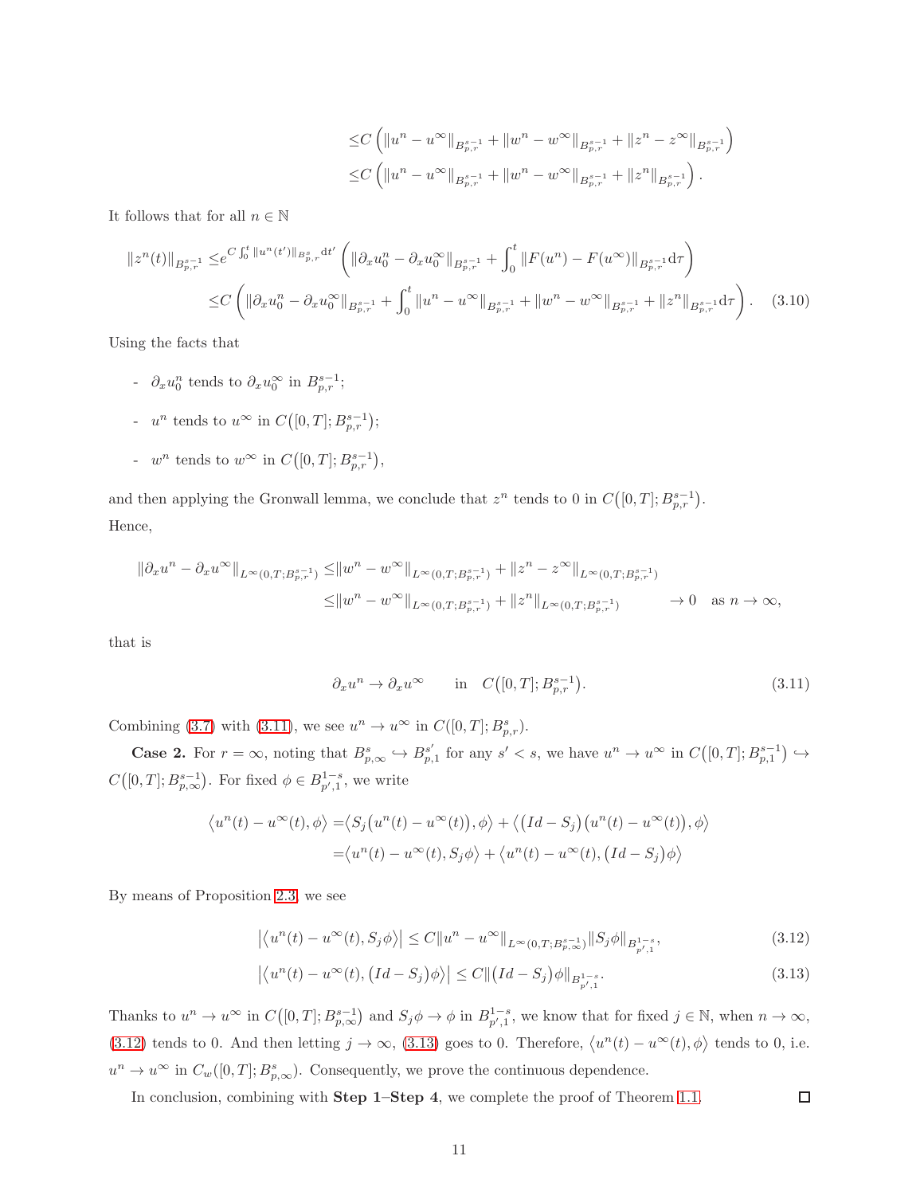$$
\begin{aligned}
&\leq C\left(\|u^n-u^\infty\|_{B^{s-1}_{p,r}}+\|w^n-w^\infty\|_{B^{s-1}_{p,r}}+\|z^n-z^\infty\|_{B^{s-1}_{p,r}}\right)\\
&\leq C\left(\|u^n-u^\infty\|_{B^{s-1}_{p,r}}+\|w^n-w^\infty\|_{B^{s-1}_{p,r}}+\|z^n\|_{B^{s-1}_{p,r}}\right).
\end{aligned}
$$

It follows that for all $n\in\mathbb{N}$

$$
\begin{aligned}
\|z^n(t)\|_{B^{s-1}_{p,r}} &\leq e^{C\int_0^t\|u^n(t')\|_{B^s_{p,r}}\mathrm{d}t'}\left(\|\partial_x u^n_0-\partial_x u^\infty_0\|_{B^{s-1}_{p,r}}+\int_0^t\|F(u^n)-F(u^\infty)\|_{B^{s-1}_{p,r}}\mathrm{d}\tau\right)\\
&\leq C\left(\|\partial_x u^n_0-\partial_x u^\infty_0\|_{B^{s-1}_{p,r}}+\int_0^t\|u^n-u^\infty\|_{B^{s-1}_{p,r}}+\|w^n-w^\infty\|_{B^{s-1}_{p,r}}+\|z^n\|_{B^{s-1}_{p,r}}\mathrm{d}\tau\right).
\end{aligned}
\tag{3.10}
$$

Using the facts that

- $\partial_x u^n_0$ tends to $\partial_x u^\infty_0$ in $B^{s-1}_{p,r}$;
- $u^n$ tends to $u^\infty$ in $C\big([0,T];B^{s-1}_{p,r}\big)$;
- $w^n$ tends to $w^\infty$ in $C\big([0,T];B^{s-1}_{p,r}\big)$,

and then applying the Gronwall lemma, we conclude that $z^n$ tends to 0 in $C\big([0,T];B^{s-1}_{p,r}\big)$.

Hence,

$$
\begin{aligned}
\|\partial_x u^n-\partial_x u^\infty\|_{L^\infty(0,T;B^{s-1}_{p,r})} &\leq \|w^n-w^\infty\|_{L^\infty(0,T;B^{s-1}_{p,r})}+\|z^n-z^\infty\|_{L^\infty(0,T;B^{s-1}_{p,r})}\\
&\leq \|w^n-w^\infty\|_{L^\infty(0,T;B^{s-1}_{p,r})}+\|z^n\|_{L^\infty(0,T;B^{s-1}_{p,r})} \qquad \to 0 \quad \text{as } n\to\infty,
\end{aligned}
$$

that is

$$
\partial_x u^n\to\partial_x u^\infty \qquad \text{in} \quad C\big([0,T];B^{s-1}_{p,r}\big). \tag{3.11}
$$

Combining (3.7) with (3.11), we see $u^n\to u^\infty$ in $C([0,T];B^s_{p,r})$.

**Case 2.** For $r=\infty$, noting that $B^s_{p,\infty}\hookrightarrow B^{s'}_{p,1}$ for any $s'<s$, we have $u^n\to u^\infty$ in $C\big([0,T];B^{s-1}_{p,1}\big)\hookrightarrow C\big([0,T];B^{s-1}_{p,\infty}\big)$. For fixed $\phi\in B^{1-s}_{p',1}$, we write

$$
\begin{aligned}
\big\langle u^n(t)-u^\infty(t),\phi\big\rangle &= \big\langle S_j\big(u^n(t)-u^\infty(t)\big),\phi\big\rangle+\big\langle\big(Id-S_j\big)\big(u^n(t)-u^\infty(t)\big),\phi\big\rangle\\
&= \big\langle u^n(t)-u^\infty(t),S_j\phi\big\rangle+\big\langle u^n(t)-u^\infty(t),\big(Id-S_j\big)\phi\big\rangle
\end{aligned}
$$

By means of Proposition 2.3, we see

$$
\big|\big\langle u^n(t)-u^\infty(t),S_j\phi\big\rangle\big|\leq C\|u^n-u^\infty\|_{L^\infty(0,T;B^{s-1}_{p,\infty})}\|S_j\phi\|_{B^{1-s}_{p',1}}, \tag{3.12}
$$

$$
\big|\big\langle u^n(t)-u^\infty(t),\big(Id-S_j\big)\phi\big\rangle\big|\leq C\big\|\big(Id-S_j\big)\phi\big\|_{B^{1-s}_{p',1}}. \tag{3.13}
$$

Thanks to $u^n\to u^\infty$ in $C\big([0,T];B^{s-1}_{p,\infty}\big)$ and $S_j\phi\to\phi$ in $B^{1-s}_{p',1}$, we know that for fixed $j\in\mathbb{N}$, when $n\to\infty$, (3.12) tends to 0. And then letting $j\to\infty$, (3.13) goes to 0. Therefore, $\big\langle u^n(t)-u^\infty(t),\phi\big\rangle$ tends to 0, i.e. $u^n\to u^\infty$ in $C_w([0,T];B^s_{p,\infty})$. Consequently, we prove the continuous dependence.

In conclusion, combining with **Step 1**–**Step 4**, we complete the proof of Theorem 1.1. $\square$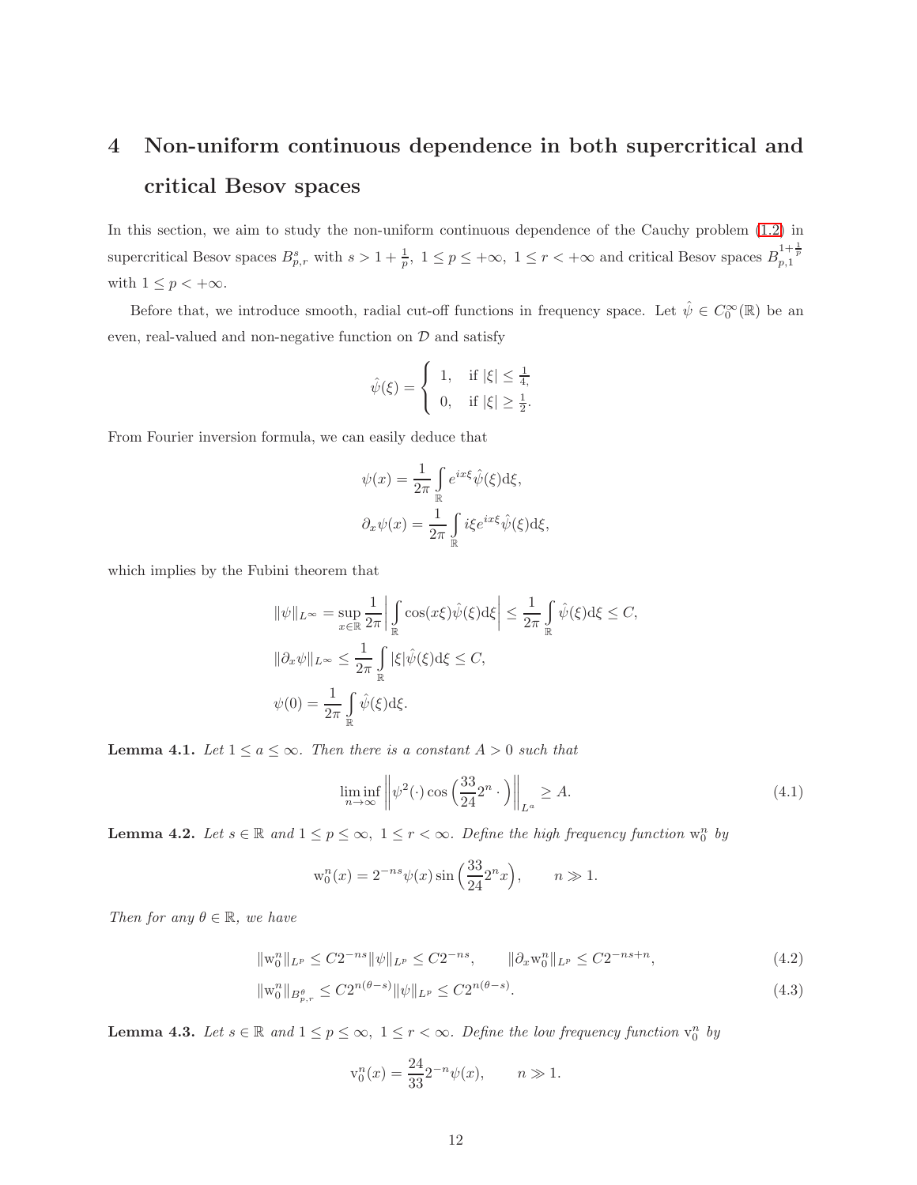# 4 Non-uniform continuous dependence in both supercritical and critical Besov spaces

In this section, we aim to study the non-uniform continuous dependence of the Cauchy problem (1.2) in supercritical Besov spaces $B^s_{p,r}$ with $s > 1 + \frac{1}{p}$, $1 \le p \le +\infty$, $1 \le r < +\infty$ and critical Besov spaces $B^{1+\frac{1}{p}}_{p,1}$ with $1 \le p < +\infty$.

Before that, we introduce smooth, radial cut-off functions in frequency space. Let $\hat{\psi} \in C_0^\infty(\mathbb{R})$ be an even, real-valued and non-negative function on $\mathcal{D}$ and satisfy

$$\hat{\psi}(\xi) = \begin{cases} 1, & \text{if } |\xi| \le \frac{1}{4}, \\ 0, & \text{if } |\xi| \ge \frac{1}{2}. \end{cases}$$

From Fourier inversion formula, we can easily deduce that

$$\psi(x) = \frac{1}{2\pi} \int_{\mathbb{R}} e^{ix\xi} \hat{\psi}(\xi) \mathrm{d}\xi,$$
$$\partial_x \psi(x) = \frac{1}{2\pi} \int_{\mathbb{R}} i\xi e^{ix\xi} \hat{\psi}(\xi) \mathrm{d}\xi,$$

which implies by the Fubini theorem that

$$\|\psi\|_{L^\infty} = \sup_{x\in\mathbb{R}} \frac{1}{2\pi} \left| \int_{\mathbb{R}} \cos(x\xi) \hat{\psi}(\xi) \mathrm{d}\xi \right| \le \frac{1}{2\pi} \int_{\mathbb{R}} \hat{\psi}(\xi) \mathrm{d}\xi \le C,$$
$$\|\partial_x \psi\|_{L^\infty} \le \frac{1}{2\pi} \int_{\mathbb{R}} |\xi| \hat{\psi}(\xi) \mathrm{d}\xi \le C,$$
$$\psi(0) = \frac{1}{2\pi} \int_{\mathbb{R}} \hat{\psi}(\xi) \mathrm{d}\xi.$$

**Lemma 4.1.** *Let $1 \le a \le \infty$. Then there is a constant $A > 0$ such that*

$$\liminf_{n\to\infty} \left\| \psi^2(\cdot) \cos\left(\frac{33}{24} 2^n \cdot\right) \right\|_{L^a} \ge A. \tag{4.1}$$

**Lemma 4.2.** *Let $s \in \mathbb{R}$ and $1 \le p \le \infty$, $1 \le r < \infty$. Define the high frequency function $\mathrm{w}_0^n$ by*

$$\mathrm{w}_0^n(x) = 2^{-ns} \psi(x) \sin\left(\frac{33}{24} 2^n x\right), \qquad n \gg 1.$$

*Then for any $\theta \in \mathbb{R}$, we have*

$$\|\mathrm{w}_0^n\|_{L^p} \le C 2^{-ns} \|\psi\|_{L^p} \le C 2^{-ns}, \qquad \|\partial_x \mathrm{w}_0^n\|_{L^p} \le C 2^{-ns+n}, \tag{4.2}$$

$$\|\mathrm{w}_0^n\|_{B^\theta_{p,r}} \le C 2^{n(\theta-s)} \|\psi\|_{L^p} \le C 2^{n(\theta-s)}. \tag{4.3}$$

**Lemma 4.3.** *Let $s \in \mathbb{R}$ and $1 \le p \le \infty$, $1 \le r < \infty$. Define the low frequency function $\mathrm{v}_0^n$ by*

$$\mathrm{v}_0^n(x) = \frac{24}{33} 2^{-n} \psi(x), \qquad n \gg 1.$$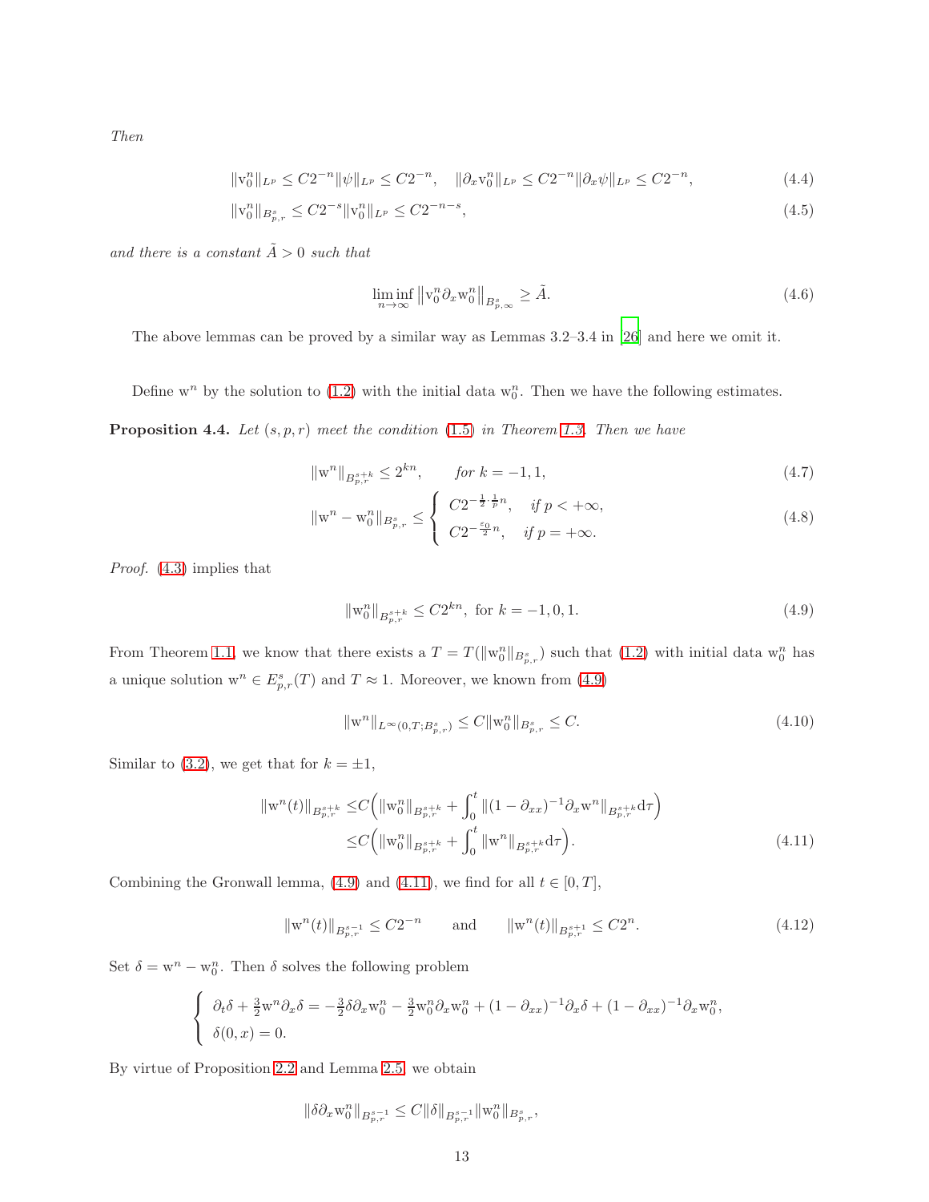*Then*

$$\|\mathrm{v}_0^n\|_{L^p} \le C2^{-n}\|\psi\|_{L^p} \le C2^{-n}, \quad \|\partial_x \mathrm{v}_0^n\|_{L^p} \le C2^{-n}\|\partial_x\psi\|_{L^p} \le C2^{-n}, \tag{4.4}$$

$$\|\mathrm{v}_0^n\|_{B^s_{p,r}} \le C2^{-s}\|\mathrm{v}_0^n\|_{L^p} \le C2^{-n-s}, \tag{4.5}$$

*and there is a constant $\tilde{A} > 0$ such that*

$$\liminf_{n\to\infty} \left\|\mathrm{v}_0^n \partial_x \mathrm{w}_0^n\right\|_{B^s_{p,\infty}} \ge \tilde{A}. \tag{4.6}$$

The above lemmas can be proved by a similar way as Lemmas 3.2–3.4 in [26] and here we omit it.

Define $\mathrm{w}^n$ by the solution to (1.2) with the initial data $\mathrm{w}_0^n$. Then we have the following estimates.

**Proposition 4.4.** *Let $(s,p,r)$ meet the condition* (1.5) *in Theorem 1.3. Then we have*

$$\|\mathrm{w}^n\|_{B^{s+k}_{p,r}} \le 2^{kn}, \qquad \text{for } k=-1,1, \tag{4.7}$$

$$\|\mathrm{w}^n - \mathrm{w}_0^n\|_{B^s_{p,r}} \le \begin{cases} C2^{-\frac{1}{2}\cdot\frac{1}{p}n}, & \text{if } p<+\infty, \\ C2^{-\frac{\varepsilon_0}{2}n}, & \text{if } p=+\infty. \end{cases} \tag{4.8}$$

*Proof.* (4.3) implies that

$$\|\mathrm{w}_0^n\|_{B^{s+k}_{p,r}} \le C2^{kn}, \text{ for } k=-1,0,1. \tag{4.9}$$

From Theorem 1.1, we know that there exists a $T = T(\|\mathrm{w}_0^n\|_{B^s_{p,r}})$ such that (1.2) with initial data $\mathrm{w}_0^n$ has a unique solution $\mathrm{w}^n \in E^s_{p,r}(T)$ and $T \approx 1$. Moreover, we known from (4.9)

$$\|\mathrm{w}^n\|_{L^\infty(0,T;B^s_{p,r})} \le C\|\mathrm{w}_0^n\|_{B^s_{p,r}} \le C. \tag{4.10}$$

Similar to (3.2), we get that for $k=\pm1$,

$$\begin{aligned} \|\mathrm{w}^n(t)\|_{B^{s+k}_{p,r}} \le& C\Big(\|\mathrm{w}_0^n\|_{B^{s+k}_{p,r}} + \int_0^t \|(1-\partial_{xx})^{-1}\partial_x \mathrm{w}^n\|_{B^{s+k}_{p,r}}\mathrm{d}\tau\Big) \\ \le& C\Big(\|\mathrm{w}_0^n\|_{B^{s+k}_{p,r}} + \int_0^t \|\mathrm{w}^n\|_{B^{s+k}_{p,r}}\mathrm{d}\tau\Big). \end{aligned} \tag{4.11}$$

Combining the Gronwall lemma, (4.9) and (4.11), we find for all $t\in[0,T]$,

$$\|\mathrm{w}^n(t)\|_{B^{s-1}_{p,r}} \le C2^{-n} \qquad \text{and} \qquad \|\mathrm{w}^n(t)\|_{B^{s+1}_{p,r}} \le C2^{n}. \tag{4.12}$$

Set $\delta = \mathrm{w}^n - \mathrm{w}_0^n$. Then $\delta$ solves the following problem

$$\begin{cases} \partial_t\delta + \frac{3}{2}\mathrm{w}^n\partial_x\delta = -\frac{3}{2}\delta\partial_x \mathrm{w}_0^n - \frac{3}{2}\mathrm{w}_0^n\partial_x \mathrm{w}_0^n + (1-\partial_{xx})^{-1}\partial_x\delta + (1-\partial_{xx})^{-1}\partial_x \mathrm{w}_0^n, \\ \delta(0,x)=0. \end{cases}$$

By virtue of Proposition 2.2 and Lemma 2.5, we obtain

$$\|\delta\partial_x \mathrm{w}_0^n\|_{B^{s-1}_{p,r}} \le C\|\delta\|_{B^{s-1}_{p,r}}\|\mathrm{w}_0^n\|_{B^s_{p,r}},$$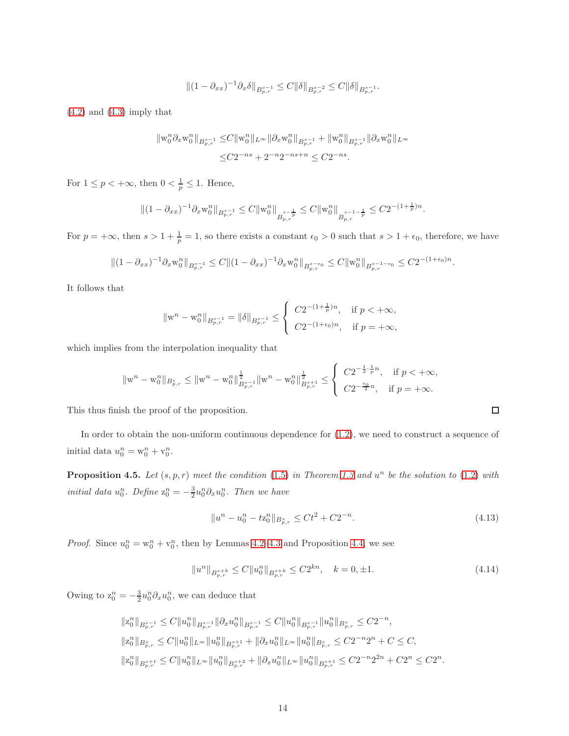$$\|(1-\partial_{xx})^{-1}\partial_x\delta\|_{B^{s-1}_{p,r}} \leq C\|\delta\|_{B^{s-2}_{p,r}} \leq C\|\delta\|_{B^{s-1}_{p,r}}.$$

(4.2) and (4.3) imply that

$$\begin{aligned}
\|\mathrm{w}_0^n\partial_x\mathrm{w}_0^n\|_{B^{s-1}_{p,r}} \leq & C\|\mathrm{w}_0^n\|_{L^\infty}\|\partial_x\mathrm{w}_0^n\|_{B^{s-1}_{p,r}} + \|\mathrm{w}_0^n\|_{B^{s-1}_{p,r}}\|\partial_x\mathrm{w}_0^n\|_{L^\infty} \\
\leq & C2^{-ns} + 2^{-n}2^{-ns+n} \leq C2^{-ns}.
\end{aligned}$$

For $1 \leq p < +\infty$, then $0 < \frac{1}{p} \leq 1$. Hence,

$$\|(1-\partial_{xx})^{-1}\partial_x\mathrm{w}_0^n\|_{B^{s-1}_{p,r}} \leq C\|\mathrm{w}_0^n\|_{B^{s-\frac{1}{p}}_{p,r}} \leq C\|\mathrm{w}_0^n\|_{B^{s-1-\frac{1}{p}}_{p,r}} \leq C2^{-(1+\frac{1}{p})n}.$$

For $p = +\infty$, then $s > 1 + \frac{1}{p} = 1$, so there exists a constant $\epsilon_0 > 0$ such that $s > 1 + \epsilon_0$, therefore, we have

$$\|(1-\partial_{xx})^{-1}\partial_x\mathrm{w}_0^n\|_{B^{s-1}_{p,r}} \leq C\|(1-\partial_{xx})^{-1}\partial_x\mathrm{w}_0^n\|_{B^{s-\epsilon_0}_{p,r}} \leq C\|\mathrm{w}_0^n\|_{B^{s-1-\epsilon_0}_{p,r}} \leq C2^{-(1+\epsilon_0)n}.$$

It follows that

$$\|\mathrm{w}^n - \mathrm{w}_0^n\|_{B^{s-1}_{p,r}} = \|\delta\|_{B^{s-1}_{p,r}} \leq \begin{cases} C2^{-(1+\frac{1}{p})n}, & \text{if } p < +\infty, \\ C2^{-(1+\epsilon_0)n}, & \text{if } p = +\infty, \end{cases}$$

which implies from the interpolation inequality that

$$\|\mathrm{w}^n - \mathrm{w}_0^n\|_{B^s_{p,r}} \leq \|\mathrm{w}^n - \mathrm{w}_0^n\|^{\frac{1}{2}}_{B^{s-1}_{p,r}}\|\mathrm{w}^n - \mathrm{w}_0^n\|^{\frac{1}{2}}_{B^{s+1}_{p,r}} \leq \begin{cases} C2^{-\frac{1}{2}\cdot\frac{1}{p}n}, & \text{if } p < +\infty, \\ C2^{-\frac{\epsilon_0}{2}n}, & \text{if } p = +\infty. \end{cases}$$

This thus finish the proof of the proposition. □

In order to obtain the non-uniform continuous dependence for (1.2), we need to construct a sequence of initial data $u_0^n = \mathrm{w}_0^n + \mathrm{v}_0^n$.

**Proposition 4.5.** *Let $(s,p,r)$ meet the condition (1.5) in Theorem 1.3 and $u^n$ be the solution to (1.2) with initial data $u_0^n$. Define $\mathrm{z}_0^n = -\frac{3}{2}u_0^n\partial_x u_0^n$. Then we have*

$$\|u^n - u_0^n - t\mathrm{z}_0^n\|_{B^s_{p,r}} \leq Ct^2 + C2^{-n}. \tag{4.13}$$

*Proof.* Since $u_0^n = \mathrm{w}_0^n + \mathrm{v}_0^n$, then by Lemmas 4.2–4.3 and Proposition 4.4, we see

$$\|u^n\|_{B^{s+k}_{p,r}} \leq C\|u_0^n\|_{B^{s+k}_{p,r}} \leq C2^{kn}, \quad k = 0, \pm 1. \tag{4.14}$$

Owing to $\mathrm{z}_0^n = -\frac{3}{2}u_0^n\partial_x u_0^n$, we can deduce that

$$\begin{aligned}
&\|\mathrm{z}_0^n\|_{B^{s-1}_{p,r}} \leq C\|u_0^n\|_{B^{s-1}_{p,r}}\|\partial_x u_0^n\|_{B^{s-1}_{p,r}} \leq C\|u_0^n\|_{B^{s-1}_{p,r}}\|u_0^n\|_{B^s_{p,r}} \leq C2^{-n}, \\
&\|\mathrm{z}_0^n\|_{B^s_{p,r}} \leq C\|u_0^n\|_{L^\infty}\|u_0^n\|_{B^{s+1}_{p,r}} + \|\partial_x u_0^n\|_{L^\infty}\|u_0^n\|_{B^s_{p,r}} \leq C2^{-n}2^n + C \leq C, \\
&\|\mathrm{z}_0^n\|_{B^{s+1}_{p,r}} \leq C\|u_0^n\|_{L^\infty}\|u_0^n\|_{B^{s+2}_{p,r}} + \|\partial_x u_0^n\|_{L^\infty}\|u_0^n\|_{B^{s+1}_{p,r}} \leq C2^{-n}2^{2n} + C2^n \leq C2^n.
\end{aligned}$$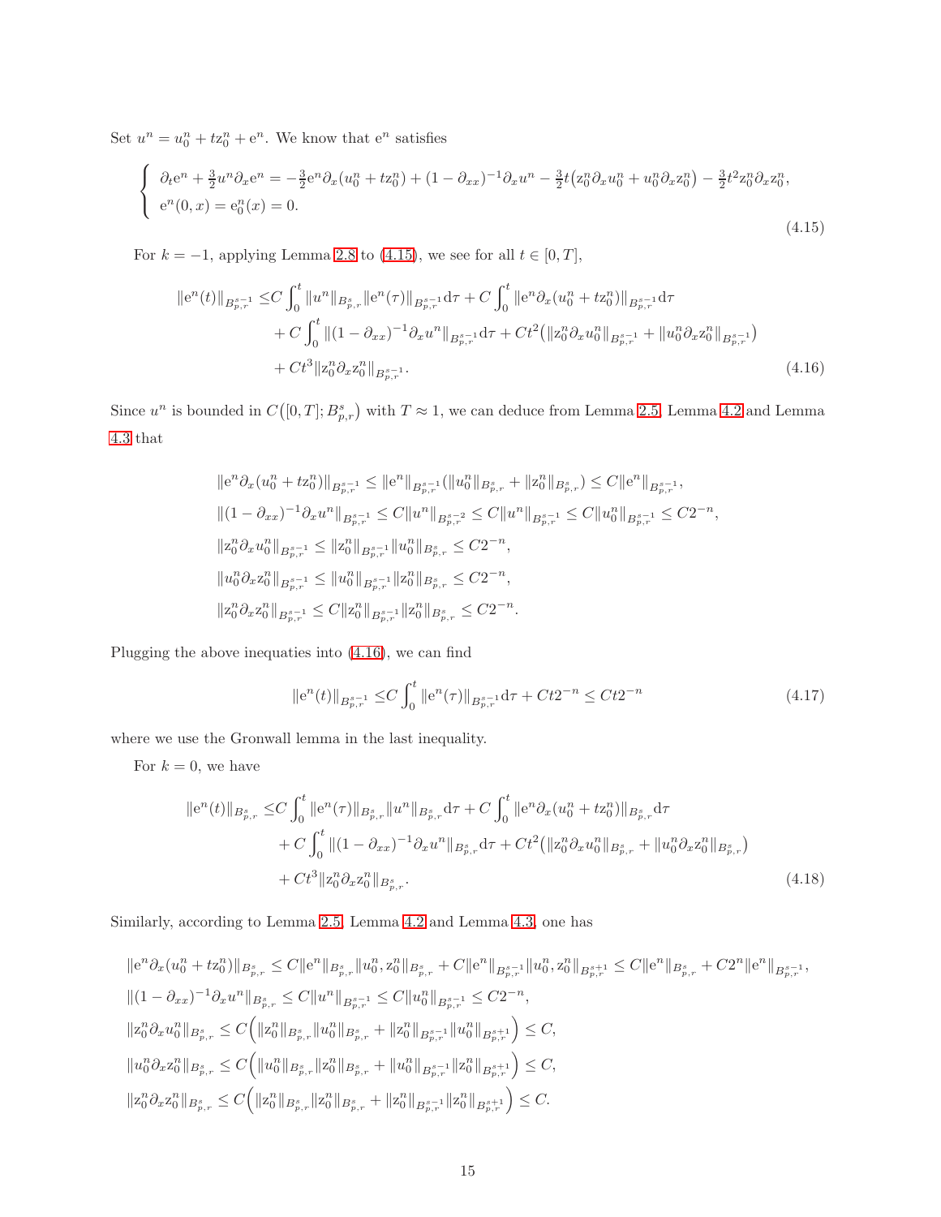Set $u^n = u_0^n + tz_0^n + e^n$. We know that $e^n$ satisfies

$$
\begin{cases}
\partial_t e^n + \frac{3}{2}u^n\partial_x e^n = -\frac{3}{2}e^n\partial_x(u_0^n + tz_0^n) + (1-\partial_{xx})^{-1}\partial_x u^n - \frac{3}{2}t\big(z_0^n\partial_x u_0^n + u_0^n\partial_x z_0^n\big) - \frac{3}{2}t^2 z_0^n\partial_x z_0^n, \\
e^n(0,x) = e_0^n(x) = 0.
\end{cases}
\tag{4.15}
$$

For $k=-1$, applying Lemma 2.8 to (4.15), we see for all $t\in[0,T]$,

$$
\begin{aligned}
\|e^n(t)\|_{B^{s-1}_{p,r}} \le & C\int_0^t \|u^n\|_{B^s_{p,r}}\|e^n(\tau)\|_{B^{s-1}_{p,r}}\mathrm{d}\tau + C\int_0^t \|e^n\partial_x(u_0^n+tz_0^n)\|_{B^{s-1}_{p,r}}\mathrm{d}\tau \\
& + C\int_0^t \|(1-\partial_{xx})^{-1}\partial_x u^n\|_{B^{s-1}_{p,r}}\mathrm{d}\tau + Ct^2\big(\|z_0^n\partial_x u_0^n\|_{B^{s-1}_{p,r}} + \|u_0^n\partial_x z_0^n\|_{B^{s-1}_{p,r}}\big) \\
& + Ct^3\|z_0^n\partial_x z_0^n\|_{B^{s-1}_{p,r}}.
\end{aligned}
\tag{4.16}
$$

Since $u^n$ is bounded in $C\big([0,T];B^s_{p,r}\big)$ with $T\approx 1$, we can deduce from Lemma 2.5, Lemma 4.2 and Lemma 4.3 that

$$
\begin{aligned}
&\|e^n\partial_x(u_0^n+tz_0^n)\|_{B^{s-1}_{p,r}} \le \|e^n\|_{B^{s-1}_{p,r}}(\|u_0^n\|_{B^s_{p,r}} + \|z_0^n\|_{B^s_{p,r}}) \le C\|e^n\|_{B^{s-1}_{p,r}}, \\
&\|(1-\partial_{xx})^{-1}\partial_x u^n\|_{B^{s-1}_{p,r}} \le C\|u^n\|_{B^{s-2}_{p,r}} \le C\|u^n\|_{B^{s-1}_{p,r}} \le C\|u_0^n\|_{B^{s-1}_{p,r}} \le C2^{-n}, \\
&\|z_0^n\partial_x u_0^n\|_{B^{s-1}_{p,r}} \le \|z_0^n\|_{B^{s-1}_{p,r}}\|u_0^n\|_{B^s_{p,r}} \le C2^{-n}, \\
&\|u_0^n\partial_x z_0^n\|_{B^{s-1}_{p,r}} \le \|u_0^n\|_{B^{s-1}_{p,r}}\|z_0^n\|_{B^s_{p,r}} \le C2^{-n}, \\
&\|z_0^n\partial_x z_0^n\|_{B^{s-1}_{p,r}} \le C\|z_0^n\|_{B^{s-1}_{p,r}}\|z_0^n\|_{B^s_{p,r}} \le C2^{-n}.
\end{aligned}
$$

Plugging the above inequaties into (4.16), we can find

$$
\|e^n(t)\|_{B^{s-1}_{p,r}} \le C\int_0^t \|e^n(\tau)\|_{B^{s-1}_{p,r}}\mathrm{d}\tau + Ct2^{-n} \le Ct2^{-n}
\tag{4.17}
$$

where we use the Gronwall lemma in the last inequality.

For $k=0$, we have

$$
\begin{aligned}
\|e^n(t)\|_{B^s_{p,r}} \le & C\int_0^t \|e^n(\tau)\|_{B^s_{p,r}}\|u^n\|_{B^s_{p,r}}\mathrm{d}\tau + C\int_0^t \|e^n\partial_x(u_0^n+tz_0^n)\|_{B^s_{p,r}}\mathrm{d}\tau \\
& + C\int_0^t \|(1-\partial_{xx})^{-1}\partial_x u^n\|_{B^s_{p,r}}\mathrm{d}\tau + Ct^2\big(\|z_0^n\partial_x u_0^n\|_{B^s_{p,r}} + \|u_0^n\partial_x z_0^n\|_{B^s_{p,r}}\big) \\
& + Ct^3\|z_0^n\partial_x z_0^n\|_{B^s_{p,r}}.
\end{aligned}
\tag{4.18}
$$

Similarly, according to Lemma 2.5, Lemma 4.2 and Lemma 4.3, one has

$$
\begin{aligned}
&\|e^n\partial_x(u_0^n+tz_0^n)\|_{B^s_{p,r}} \le C\|e^n\|_{B^s_{p,r}}\|u_0^n,z_0^n\|_{B^s_{p,r}} + C\|e^n\|_{B^{s-1}_{p,r}}\|u_0^n,z_0^n\|_{B^{s+1}_{p,r}} \le C\|e^n\|_{B^s_{p,r}} + C2^n\|e^n\|_{B^{s-1}_{p,r}}, \\
&\|(1-\partial_{xx})^{-1}\partial_x u^n\|_{B^s_{p,r}} \le C\|u^n\|_{B^{s-1}_{p,r}} \le C\|u_0^n\|_{B^{s-1}_{p,r}} \le C2^{-n}, \\
&\|z_0^n\partial_x u_0^n\|_{B^s_{p,r}} \le C\Big(\|z_0^n\|_{B^s_{p,r}}\|u_0^n\|_{B^s_{p,r}} + \|z_0^n\|_{B^{s-1}_{p,r}}\|u_0^n\|_{B^{s+1}_{p,r}}\Big) \le C, \\
&\|u_0^n\partial_x z_0^n\|_{B^s_{p,r}} \le C\Big(\|u_0^n\|_{B^s_{p,r}}\|z_0^n\|_{B^s_{p,r}} + \|u_0^n\|_{B^{s-1}_{p,r}}\|z_0^n\|_{B^{s+1}_{p,r}}\Big) \le C, \\
&\|z_0^n\partial_x z_0^n\|_{B^s_{p,r}} \le C\Big(\|z_0^n\|_{B^s_{p,r}}\|z_0^n\|_{B^s_{p,r}} + \|z_0^n\|_{B^{s-1}_{p,r}}\|z_0^n\|_{B^{s+1}_{p,r}}\Big) \le C.
\end{aligned}
$$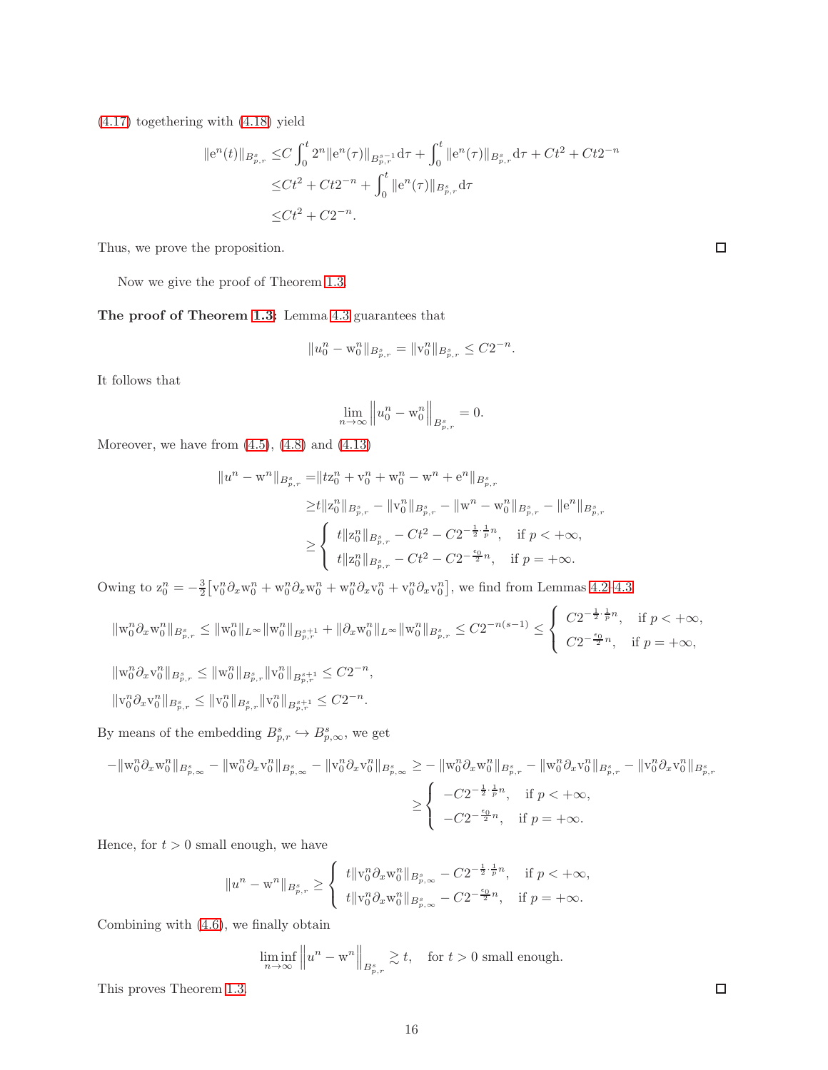(4.17) togethering with (4.18) yield

$$
\begin{aligned}
\|\mathrm{e}^n(t)\|_{B^s_{p,r}} \leq& C\int_0^t 2^n \|\mathrm{e}^n(\tau)\|_{B^{s-1}_{p,r}} \mathrm{d}\tau + \int_0^t \|\mathrm{e}^n(\tau)\|_{B^s_{p,r}} \mathrm{d}\tau + Ct^2 + Ct2^{-n} \\
\leq& Ct^2 + Ct2^{-n} + \int_0^t \|\mathrm{e}^n(\tau)\|_{B^s_{p,r}} \mathrm{d}\tau \\
\leq& Ct^2 + C2^{-n}.
\end{aligned}
$$

Thus, we prove the proposition. □

Now we give the proof of Theorem 1.3.

**The proof of Theorem 1.3:** Lemma 4.3 guarantees that

$$
\|u^n_0 - \mathrm{w}^n_0\|_{B^s_{p,r}} = \|\mathrm{v}^n_0\|_{B^s_{p,r}} \leq C2^{-n}.
$$

It follows that

$$
\lim_{n\to\infty} \left\| u^n_0 - \mathrm{w}^n_0 \right\|_{B^s_{p,r}} = 0.
$$

Moreover, we have from (4.5), (4.8) and (4.13)

$$
\begin{aligned}
\|u^n - \mathrm{w}^n\|_{B^s_{p,r}} =& \|t\mathrm{z}^n_0 + \mathrm{v}^n_0 + \mathrm{w}^n_0 - \mathrm{w}^n + \mathrm{e}^n\|_{B^s_{p,r}} \\
\geq& t\|\mathrm{z}^n_0\|_{B^s_{p,r}} - \|\mathrm{v}^n_0\|_{B^s_{p,r}} - \|\mathrm{w}^n - \mathrm{w}^n_0\|_{B^s_{p,r}} - \|\mathrm{e}^n\|_{B^s_{p,r}} \\
\geq& \begin{cases} t\|\mathrm{z}^n_0\|_{B^s_{p,r}} - Ct^2 - C2^{-\frac{1}{2}\cdot\frac{1}{p}n}, & \text{if } p < +\infty, \\ t\|\mathrm{z}^n_0\|_{B^s_{p,r}} - Ct^2 - C2^{-\frac{\epsilon_0}{2}n}, & \text{if } p = +\infty. \end{cases}
\end{aligned}
$$

Owing to $\mathrm{z}^n_0 = -\frac{3}{2}\big[\mathrm{v}^n_0\partial_x\mathrm{w}^n_0 + \mathrm{w}^n_0\partial_x\mathrm{w}^n_0 + \mathrm{w}^n_0\partial_x\mathrm{v}^n_0 + \mathrm{v}^n_0\partial_x\mathrm{v}^n_0\big]$, we find from Lemmas 4.2-4.3

$$
\|\mathrm{w}^n_0\partial_x\mathrm{w}^n_0\|_{B^s_{p,r}} \leq \|\mathrm{w}^n_0\|_{L^\infty}\|\mathrm{w}^n_0\|_{B^{s+1}_{p,r}} + \|\partial_x\mathrm{w}^n_0\|_{L^\infty}\|\mathrm{w}^n_0\|_{B^s_{p,r}} \leq C2^{-n(s-1)} \leq \begin{cases} C2^{-\frac{1}{2}\cdot\frac{1}{p}n}, & \text{if } p < +\infty, \\ C2^{-\frac{\epsilon_0}{2}n}, & \text{if } p = +\infty, \end{cases}
$$

$$
\|\mathrm{w}^n_0\partial_x\mathrm{v}^n_0\|_{B^s_{p,r}} \leq \|\mathrm{w}^n_0\|_{B^s_{p,r}}\|\mathrm{v}^n_0\|_{B^{s+1}_{p,r}} \leq C2^{-n},
$$

$$
\|\mathrm{v}^n_0\partial_x\mathrm{v}^n_0\|_{B^s_{p,r}} \leq \|\mathrm{v}^n_0\|_{B^s_{p,r}}\|\mathrm{v}^n_0\|_{B^{s+1}_{p,r}} \leq C2^{-n}.
$$

By means of the embedding $B^s_{p,r} \hookrightarrow B^s_{p,\infty}$, we get

$$
\begin{aligned}
-\|\mathrm{w}^n_0\partial_x\mathrm{w}^n_0\|_{B^s_{p,\infty}} - \|\mathrm{w}^n_0\partial_x\mathrm{v}^n_0\|_{B^s_{p,\infty}} - \|\mathrm{v}^n_0\partial_x\mathrm{v}^n_0\|_{B^s_{p,\infty}} \geq& -\|\mathrm{w}^n_0\partial_x\mathrm{w}^n_0\|_{B^s_{p,r}} - \|\mathrm{w}^n_0\partial_x\mathrm{v}^n_0\|_{B^s_{p,r}} - \|\mathrm{v}^n_0\partial_x\mathrm{v}^n_0\|_{B^s_{p,r}} \\
\geq& \begin{cases} -C2^{-\frac{1}{2}\cdot\frac{1}{p}n}, & \text{if } p < +\infty, \\ -C2^{-\frac{\epsilon_0}{2}n}, & \text{if } p = +\infty. \end{cases}
\end{aligned}
$$

Hence, for $t > 0$ small enough, we have

$$
\|u^n - \mathrm{w}^n\|_{B^s_{p,r}} \geq \begin{cases} t\|\mathrm{v}^n_0\partial_x\mathrm{w}^n_0\|_{B^s_{p,\infty}} - C2^{-\frac{1}{2}\cdot\frac{1}{p}n}, & \text{if } p < +\infty, \\ t\|\mathrm{v}^n_0\partial_x\mathrm{w}^n_0\|_{B^s_{p,\infty}} - C2^{-\frac{\epsilon_0}{2}n}, & \text{if } p = +\infty. \end{cases}
$$

Combining with (4.6), we finally obtain

$$
\liminf_{n\to\infty} \left\| u^n - \mathrm{w}^n \right\|_{B^s_{p,r}} \gtrsim t, \quad \text{for } t > 0 \text{ small enough.}
$$

This proves Theorem 1.3. □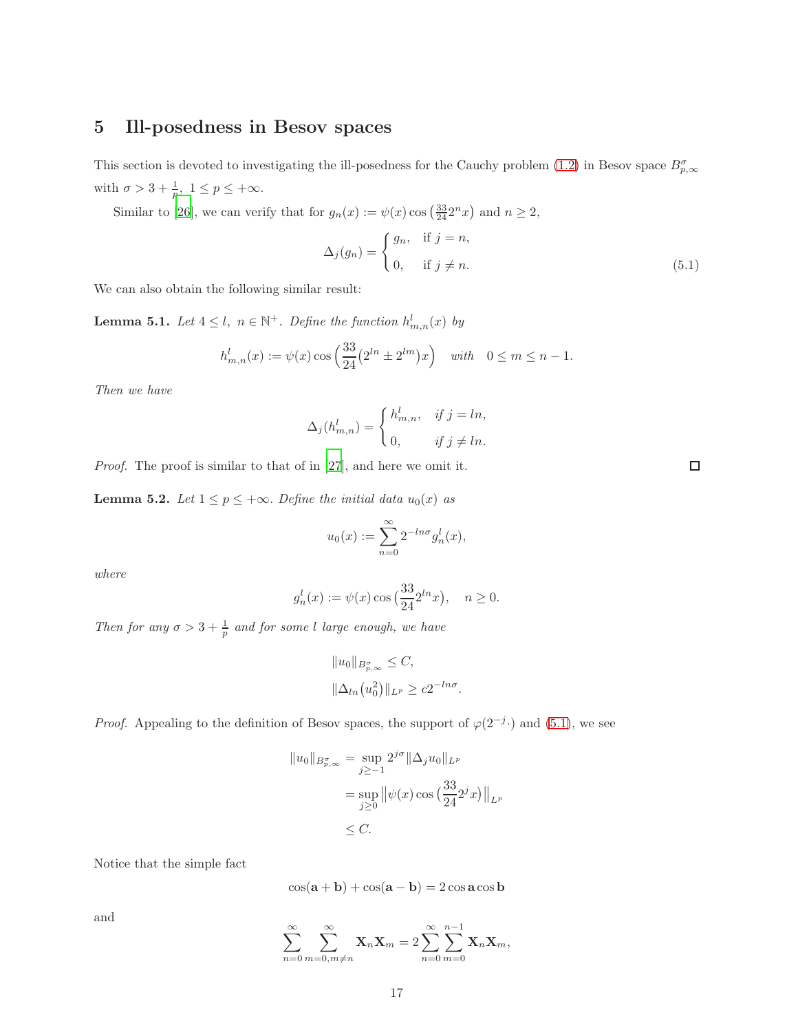## 5 Ill-posedness in Besov spaces

This section is devoted to investigating the ill-posedness for the Cauchy problem (1.2) in Besov space $B^{\sigma}_{p,\infty}$ with $\sigma > 3 + \frac{1}{p}$, $1 \le p \le +\infty$.

Similar to [26], we can verify that for $g_n(x) := \psi(x)\cos\big(\frac{33}{24}2^n x\big)$ and $n \ge 2$,

$$\Delta_j(g_n) = \begin{cases} g_n, & \text{if } j = n, \\ 0, & \text{if } j \ne n. \end{cases} \tag{5.1}$$

We can also obtain the following similar result:

**Lemma 5.1.** *Let $4 \le l$, $n \in \mathbb{N}^+$. Define the function $h^l_{m,n}(x)$ by*

$$h^l_{m,n}(x) := \psi(x)\cos\Big(\frac{33}{24}(2^{ln} \pm 2^{lm})x\Big) \quad \text{with} \quad 0 \le m \le n-1.$$

*Then we have*

$$\Delta_j(h^l_{m,n}) = \begin{cases} h^l_{m,n}, & \text{if } j = ln, \\ 0, & \text{if } j \ne ln. \end{cases}$$

*Proof.* The proof is similar to that of in [27], and here we omit it. $\square$

**Lemma 5.2.** *Let $1 \le p \le +\infty$. Define the initial data $u_0(x)$ as*

$$u_0(x) := \sum_{n=0}^{\infty} 2^{-ln\sigma} g^l_n(x),$$

*where*

$$g^l_n(x) := \psi(x)\cos\big(\frac{33}{24}2^{ln}x\big), \quad n \ge 0.$$

*Then for any $\sigma > 3 + \frac{1}{p}$ and for some $l$ large enough, we have*

$$\|u_0\|_{B^{\sigma}_{p,\infty}} \le C,$$
$$\|\Delta_{ln}(u_0^2)\|_{L^p} \ge c2^{-ln\sigma}.$$

*Proof.* Appealing to the definition of Besov spaces, the support of $\varphi(2^{-j}\cdot)$ and (5.1), we see

$$\begin{aligned}
\|u_0\|_{B^{\sigma}_{p,\infty}} &= \sup_{j \ge -1} 2^{j\sigma}\|\Delta_j u_0\|_{L^p} \\
&= \sup_{j \ge 0} \big\|\psi(x)\cos\big(\frac{33}{24}2^j x\big)\big\|_{L^p} \\
&\le C.
\end{aligned}$$

Notice that the simple fact

$$\cos(\mathbf{a} + \mathbf{b}) + \cos(\mathbf{a} - \mathbf{b}) = 2\cos\mathbf{a}\cos\mathbf{b}$$

and

$$\sum_{n=0}^{\infty}\sum_{m=0, m\ne n}^{\infty} \mathbf{X}_n\mathbf{X}_m = 2\sum_{n=0}^{\infty}\sum_{m=0}^{n-1} \mathbf{X}_n\mathbf{X}_m,$$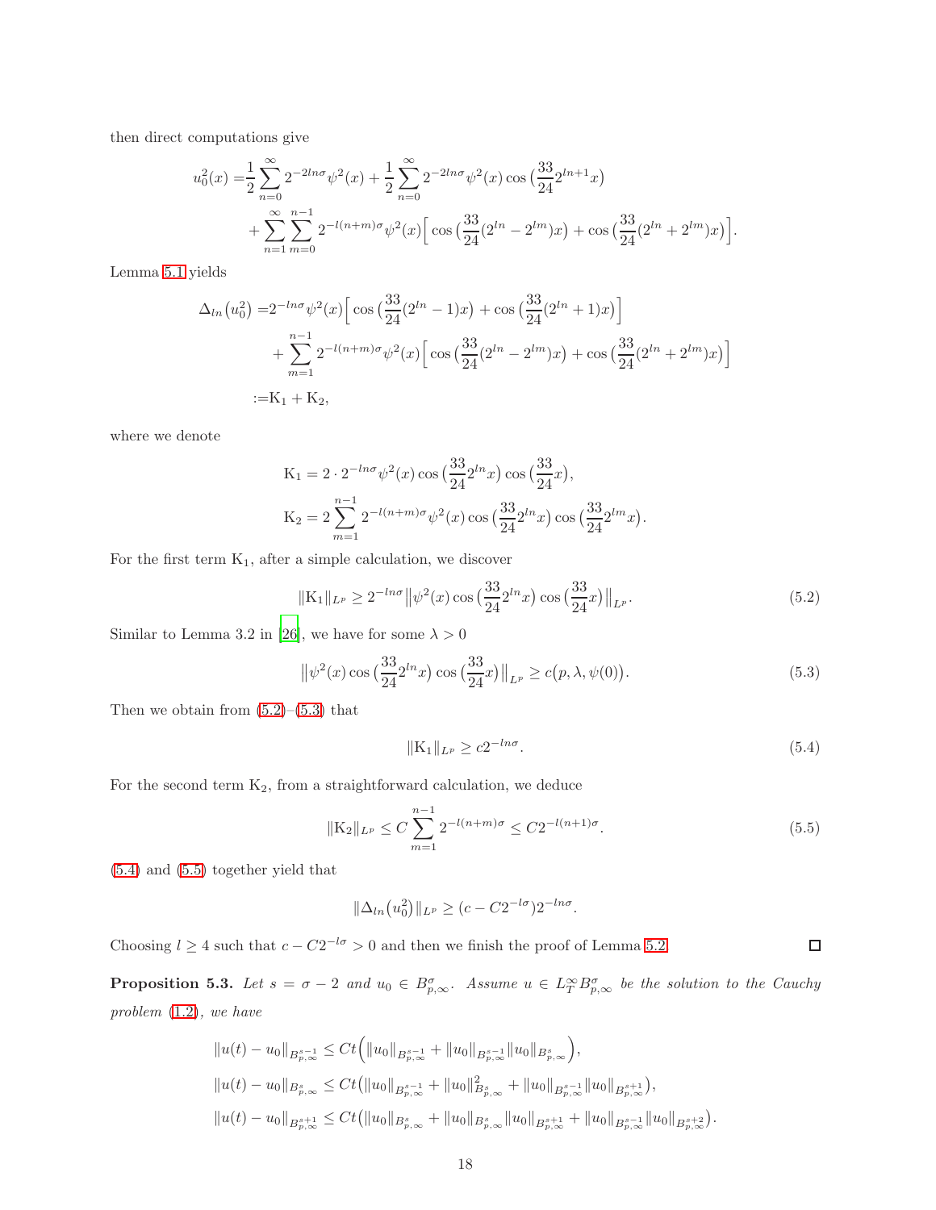then direct computations give

$$
\begin{aligned}
u_0^2(x) =&\frac{1}{2}\sum_{n=0}^{\infty} 2^{-2ln\sigma}\psi^2(x) + \frac{1}{2}\sum_{n=0}^{\infty} 2^{-2ln\sigma}\psi^2(x)\cos\big(\frac{33}{24}2^{ln+1}x\big) \\
&+ \sum_{n=1}^{\infty}\sum_{m=0}^{n-1} 2^{-l(n+m)\sigma}\psi^2(x)\Big[\cos\big(\frac{33}{24}(2^{ln}-2^{lm})x\big) + \cos\big(\frac{33}{24}(2^{ln}+2^{lm})x\big)\Big].
\end{aligned}
$$

Lemma 5.1 yields

$$
\begin{aligned}
\Delta_{ln}\big(u_0^2\big) =&2^{-ln\sigma}\psi^2(x)\Big[\cos\big(\frac{33}{24}(2^{ln}-1)x\big) + \cos\big(\frac{33}{24}(2^{ln}+1)x\big)\Big] \\
&+ \sum_{m=1}^{n-1} 2^{-l(n+m)\sigma}\psi^2(x)\Big[\cos\big(\frac{33}{24}(2^{ln}-2^{lm})x\big) + \cos\big(\frac{33}{24}(2^{ln}+2^{lm})x\big)\Big] \\
:=&\mathrm{K}_1 + \mathrm{K}_2,
\end{aligned}
$$

where we denote

$$
\begin{aligned}
\mathrm{K}_1 &= 2\cdot 2^{-ln\sigma}\psi^2(x)\cos\big(\frac{33}{24}2^{ln}x\big)\cos\big(\frac{33}{24}x\big), \\
\mathrm{K}_2 &= 2\sum_{m=1}^{n-1} 2^{-l(n+m)\sigma}\psi^2(x)\cos\big(\frac{33}{24}2^{ln}x\big)\cos\big(\frac{33}{24}2^{lm}x\big).
\end{aligned}
$$

For the first term $\mathrm{K}_1$, after a simple calculation, we discover

$$
\|\mathrm{K}_1\|_{L^p} \geq 2^{-ln\sigma}\big\|\psi^2(x)\cos\big(\frac{33}{24}2^{ln}x\big)\cos\big(\frac{33}{24}x\big)\big\|_{L^p}. \tag{5.2}
$$

Similar to Lemma 3.2 in [26], we have for some $\lambda > 0$

$$
\big\|\psi^2(x)\cos\big(\frac{33}{24}2^{ln}x\big)\cos\big(\frac{33}{24}x\big)\big\|_{L^p} \geq c\big(p,\lambda,\psi(0)\big). \tag{5.3}
$$

Then we obtain from (5.2)–(5.3) that

$$
\|\mathrm{K}_1\|_{L^p} \geq c2^{-ln\sigma}. \tag{5.4}
$$

For the second term $\mathrm{K}_2$, from a straightforward calculation, we deduce

$$
\|\mathrm{K}_2\|_{L^p} \leq C\sum_{m=1}^{n-1} 2^{-l(n+m)\sigma} \leq C2^{-l(n+1)\sigma}. \tag{5.5}
$$

(5.4) and (5.5) together yield that

$$
\|\Delta_{ln}\big(u_0^2\big)\|_{L^p} \geq (c - C2^{-l\sigma})2^{-ln\sigma}.
$$

Choosing $l \geq 4$ such that $c - C2^{-l\sigma} > 0$ and then we finish the proof of Lemma 5.2. $\square$

**Proposition 5.3.** *Let $s = \sigma - 2$ and $u_0 \in B^\sigma_{p,\infty}$. Assume $u \in L^\infty_T B^\sigma_{p,\infty}$ be the solution to the Cauchy problem (1.2), we have*

$$
\begin{aligned}
&\|u(t) - u_0\|_{B^{s-1}_{p,\infty}} \leq Ct\Big(\|u_0\|_{B^{s-1}_{p,\infty}} + \|u_0\|_{B^{s-1}_{p,\infty}}\|u_0\|_{B^s_{p,\infty}}\Big), \\
&\|u(t) - u_0\|_{B^s_{p,\infty}} \leq Ct\big(\|u_0\|_{B^{s-1}_{p,\infty}} + \|u_0\|^2_{B^s_{p,\infty}} + \|u_0\|_{B^{s-1}_{p,\infty}}\|u_0\|_{B^{s+1}_{p,\infty}}\big), \\
&\|u(t) - u_0\|_{B^{s+1}_{p,\infty}} \leq Ct\big(\|u_0\|_{B^s_{p,\infty}} + \|u_0\|_{B^s_{p,\infty}}\|u_0\|_{B^{s+1}_{p,\infty}} + \|u_0\|_{B^{s-1}_{p,\infty}}\|u_0\|_{B^{s+2}_{p,\infty}}\big).
\end{aligned}
$$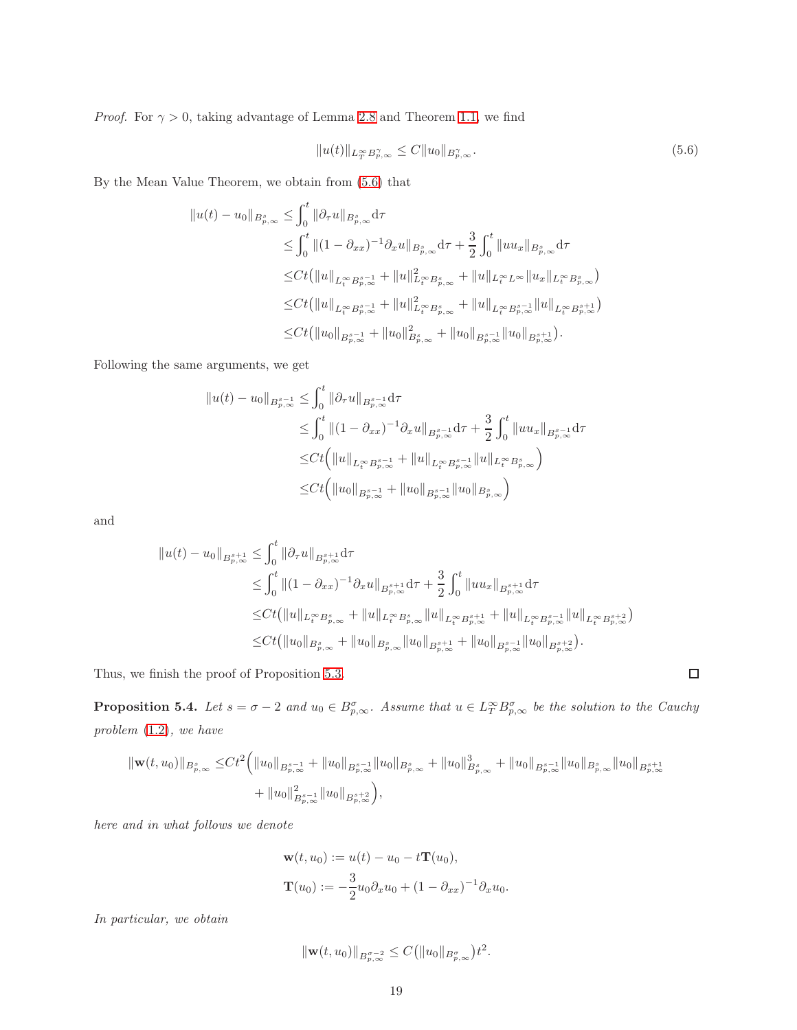*Proof.* For $\gamma > 0$, taking advantage of Lemma 2.8 and Theorem 1.1, we find

$$\|u(t)\|_{L^\infty_T B^\gamma_{p,\infty}} \le C\|u_0\|_{B^\gamma_{p,\infty}}. \tag{5.6}$$

By the Mean Value Theorem, we obtain from (5.6) that

$$\begin{aligned}
\|u(t) - u_0\|_{B^s_{p,\infty}} &\le \int_0^t \|\partial_\tau u\|_{B^s_{p,\infty}} \mathrm{d}\tau \\
&\le \int_0^t \|(1-\partial_{xx})^{-1}\partial_x u\|_{B^s_{p,\infty}} \mathrm{d}\tau + \frac{3}{2}\int_0^t \|uu_x\|_{B^s_{p,\infty}} \mathrm{d}\tau \\
&\le Ct\big(\|u\|_{L^\infty_t B^{s-1}_{p,\infty}} + \|u\|^2_{L^\infty_t B^s_{p,\infty}} + \|u\|_{L^\infty_t L^\infty}\|u_x\|_{L^\infty_t B^s_{p,\infty}}\big) \\
&\le Ct\big(\|u\|_{L^\infty_t B^{s-1}_{p,\infty}} + \|u\|^2_{L^\infty_t B^s_{p,\infty}} + \|u\|_{L^\infty_t B^{s-1}_{p,\infty}}\|u\|_{L^\infty_t B^{s+1}_{p,\infty}}\big) \\
&\le Ct\big(\|u_0\|_{B^{s-1}_{p,\infty}} + \|u_0\|^2_{B^s_{p,\infty}} + \|u_0\|_{B^{s-1}_{p,\infty}}\|u_0\|_{B^{s+1}_{p,\infty}}\big).
\end{aligned}$$

Following the same arguments, we get

$$\begin{aligned}
\|u(t) - u_0\|_{B^{s-1}_{p,\infty}} &\le \int_0^t \|\partial_\tau u\|_{B^{s-1}_{p,\infty}} \mathrm{d}\tau \\
&\le \int_0^t \|(1-\partial_{xx})^{-1}\partial_x u\|_{B^{s-1}_{p,\infty}} \mathrm{d}\tau + \frac{3}{2}\int_0^t \|uu_x\|_{B^{s-1}_{p,\infty}} \mathrm{d}\tau \\
&\le Ct\Big(\|u\|_{L^\infty_t B^{s-1}_{p,\infty}} + \|u\|_{L^\infty_t B^{s-1}_{p,\infty}}\|u\|_{L^\infty_t B^s_{p,\infty}}\Big) \\
&\le Ct\Big(\|u_0\|_{B^{s-1}_{p,\infty}} + \|u_0\|_{B^{s-1}_{p,\infty}}\|u_0\|_{B^s_{p,\infty}}\Big)
\end{aligned}$$

and

$$\begin{aligned}
\|u(t) - u_0\|_{B^{s+1}_{p,\infty}} &\le \int_0^t \|\partial_\tau u\|_{B^{s+1}_{p,\infty}} \mathrm{d}\tau \\
&\le \int_0^t \|(1-\partial_{xx})^{-1}\partial_x u\|_{B^{s+1}_{p,\infty}} \mathrm{d}\tau + \frac{3}{2}\int_0^t \|uu_x\|_{B^{s+1}_{p,\infty}} \mathrm{d}\tau \\
&\le Ct\big(\|u\|_{L^\infty_t B^s_{p,\infty}} + \|u\|_{L^\infty_t B^s_{p,\infty}}\|u\|_{L^\infty_t B^{s+1}_{p,\infty}} + \|u\|_{L^\infty_t B^{s-1}_{p,\infty}}\|u\|_{L^\infty_t B^{s+2}_{p,\infty}}\big) \\
&\le Ct\big(\|u_0\|_{B^s_{p,\infty}} + \|u_0\|_{B^s_{p,\infty}}\|u_0\|_{B^{s+1}_{p,\infty}} + \|u_0\|_{B^{s-1}_{p,\infty}}\|u_0\|_{B^{s+2}_{p,\infty}}\big).
\end{aligned}$$

Thus, we finish the proof of Proposition 5.3. $\square$

**Proposition 5.4.** *Let $s = \sigma - 2$ and $u_0 \in B^\sigma_{p,\infty}$. Assume that $u \in L^\infty_T B^\sigma_{p,\infty}$ be the solution to the Cauchy problem (1.2), we have*

$$\begin{aligned}
\|\mathbf{w}(t,u_0)\|_{B^s_{p,\infty}} \le Ct^2\Big(&\|u_0\|_{B^{s-1}_{p,\infty}} + \|u_0\|_{B^{s-1}_{p,\infty}}\|u_0\|_{B^s_{p,\infty}} + \|u_0\|^3_{B^s_{p,\infty}} + \|u_0\|_{B^{s-1}_{p,\infty}}\|u_0\|_{B^s_{p,\infty}}\|u_0\|_{B^{s+1}_{p,\infty}} \\
&+ \|u_0\|^2_{B^{s-1}_{p,\infty}}\|u_0\|_{B^{s+2}_{p,\infty}}\Big),
\end{aligned}$$

*here and in what follows we denote*

$$\begin{aligned}
&\mathbf{w}(t,u_0) := u(t) - u_0 - t\mathbf{T}(u_0), \\
&\mathbf{T}(u_0) := -\frac{3}{2}u_0\partial_x u_0 + (1-\partial_{xx})^{-1}\partial_x u_0.
\end{aligned}$$

*In particular, we obtain*

$$\|\mathbf{w}(t,u_0)\|_{B^{\sigma-2}_{p,\infty}} \le C\big(\|u_0\|_{B^\sigma_{p,\infty}}\big)t^2.$$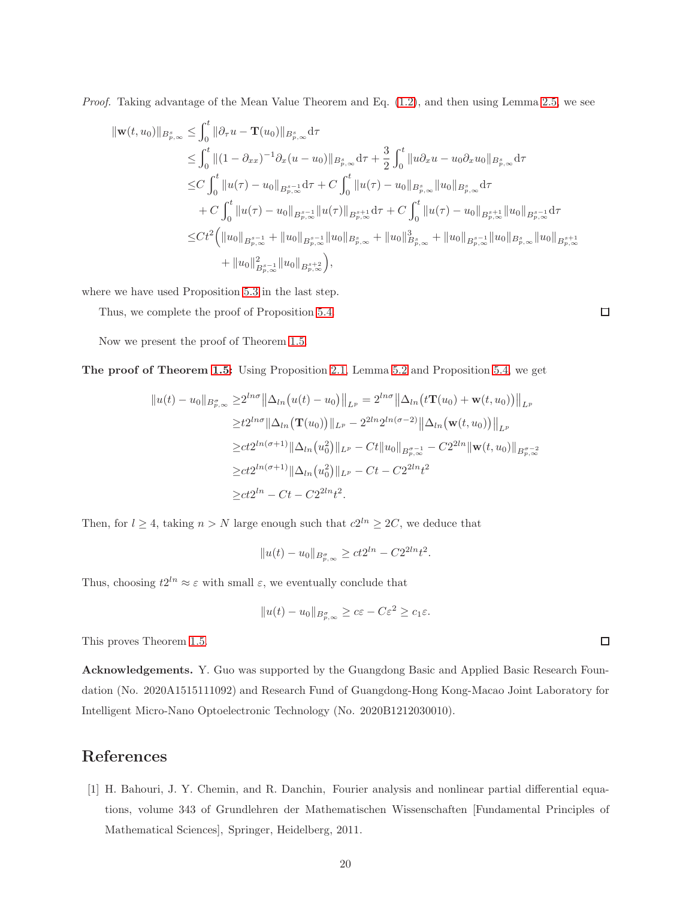*Proof.* Taking advantage of the Mean Value Theorem and Eq. (1.2), and then using Lemma 2.5, we see

$$
\begin{aligned}
\|\mathbf{w}(t,u_0)\|_{B^s_{p,\infty}} \leq& \int_0^t \|\partial_\tau u - \mathbf{T}(u_0)\|_{B^s_{p,\infty}} \mathrm{d}\tau \\
\leq& \int_0^t \|(1-\partial_{xx})^{-1}\partial_x(u-u_0)\|_{B^s_{p,\infty}} \mathrm{d}\tau + \frac{3}{2}\int_0^t \|u\partial_x u - u_0\partial_x u_0\|_{B^s_{p,\infty}} \mathrm{d}\tau \\
\leq& C\int_0^t \|u(\tau)-u_0\|_{B^{s-1}_{p,\infty}} \mathrm{d}\tau + C\int_0^t \|u(\tau)-u_0\|_{B^s_{p,\infty}} \|u_0\|_{B^s_{p,\infty}} \mathrm{d}\tau \\
&+ C\int_0^t \|u(\tau)-u_0\|_{B^{s-1}_{p,\infty}} \|u(\tau)\|_{B^{s+1}_{p,\infty}} \mathrm{d}\tau + C\int_0^t \|u(\tau)-u_0\|_{B^{s+1}_{p,\infty}} \|u_0\|_{B^{s-1}_{p,\infty}} \mathrm{d}\tau \\
\leq& Ct^2\Big(\|u_0\|_{B^{s-1}_{p,\infty}} + \|u_0\|_{B^{s-1}_{p,\infty}}\|u_0\|_{B^s_{p,\infty}} + \|u_0\|^3_{B^s_{p,\infty}} + \|u_0\|_{B^{s-1}_{p,\infty}}\|u_0\|_{B^s_{p,\infty}}\|u_0\|_{B^{s+1}_{p,\infty}} \\
&+ \|u_0\|^2_{B^{s-1}_{p,\infty}}\|u_0\|_{B^{s+2}_{p,\infty}}\Big),
\end{aligned}
$$

where we have used Proposition 5.3 in the last step.

Thus, we complete the proof of Proposition 5.4. ◻

Now we present the proof of Theorem 1.5.

**The proof of Theorem 1.5:** Using Proposition 2.1, Lemma 5.2 and Proposition 5.4, we get

$$
\begin{aligned}
\|u(t)-u_0\|_{B^\sigma_{p,\infty}} \geq& 2^{ln\sigma}\big\|\Delta_{ln}\big(u(t)-u_0\big)\big\|_{L^p} = 2^{ln\sigma}\big\|\Delta_{ln}\big(t\mathbf{T}(u_0)+\mathbf{w}(t,u_0)\big)\big\|_{L^p} \\
\geq& t2^{ln\sigma}\|\Delta_{ln}\big(\mathbf{T}(u_0)\big)\|_{L^p} - 2^{2ln}2^{ln(\sigma-2)}\big\|\Delta_{ln}\big(\mathbf{w}(t,u_0)\big)\big\|_{L^p} \\
\geq& ct2^{ln(\sigma+1)}\|\Delta_{ln}\big(u_0^2\big)\|_{L^p} - Ct\|u_0\|_{B^{\sigma-1}_{p,\infty}} - C2^{2ln}\|\mathbf{w}(t,u_0)\|_{B^{\sigma-2}_{p,\infty}} \\
\geq& ct2^{ln(\sigma+1)}\|\Delta_{ln}\big(u_0^2\big)\|_{L^p} - Ct - C2^{2ln}t^2 \\
\geq& ct2^{ln} - Ct - C2^{2ln}t^2.
\end{aligned}
$$

Then, for $l \geq 4$, taking $n > N$ large enough such that $c2^{ln} \geq 2C$, we deduce that

$$
\|u(t)-u_0\|_{B^\sigma_{p,\infty}} \geq ct2^{ln} - C2^{2ln}t^2.
$$

Thus, choosing $t2^{ln} \approx \varepsilon$ with small $\varepsilon$, we eventually conclude that

$$
\|u(t)-u_0\|_{B^\sigma_{p,\infty}} \geq c\varepsilon - C\varepsilon^2 \geq c_1\varepsilon.
$$

This proves Theorem 1.5. ◻

**Acknowledgements.** Y. Guo was supported by the Guangdong Basic and Applied Basic Research Foundation (No. 2020A1515111092) and Research Fund of Guangdong-Hong Kong-Macao Joint Laboratory for Intelligent Micro-Nano Optoelectronic Technology (No. 2020B1212030010).

# References

[1] H. Bahouri, J. Y. Chemin, and R. Danchin, Fourier analysis and nonlinear partial differential equations, volume 343 of Grundlehren der Mathematischen Wissenschaften [Fundamental Principles of Mathematical Sciences], Springer, Heidelberg, 2011.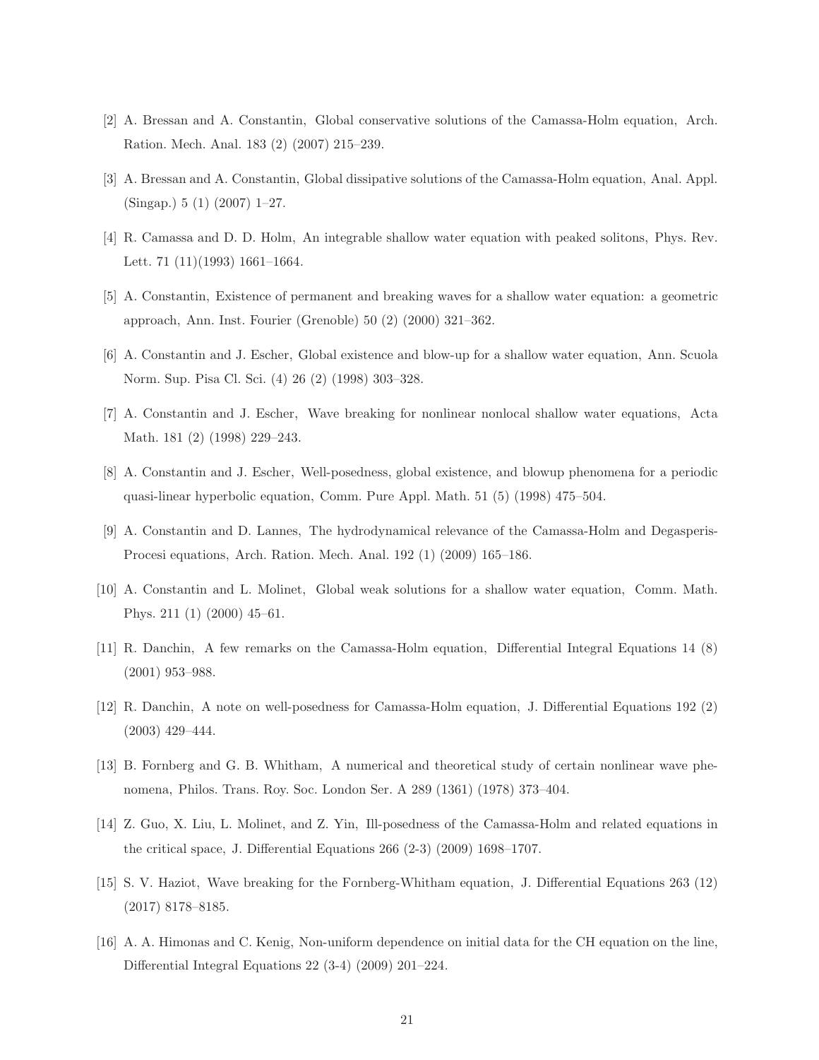[2] A. Bressan and A. Constantin, Global conservative solutions of the Camassa-Holm equation, Arch. Ration. Mech. Anal. 183 (2) (2007) 215–239.

[3] A. Bressan and A. Constantin, Global dissipative solutions of the Camassa-Holm equation, Anal. Appl. (Singap.) 5 (1) (2007) 1–27.

[4] R. Camassa and D. D. Holm, An integrable shallow water equation with peaked solitons, Phys. Rev. Lett. 71 (11)(1993) 1661–1664.

[5] A. Constantin, Existence of permanent and breaking waves for a shallow water equation: a geometric approach, Ann. Inst. Fourier (Grenoble) 50 (2) (2000) 321–362.

[6] A. Constantin and J. Escher, Global existence and blow-up for a shallow water equation, Ann. Scuola Norm. Sup. Pisa Cl. Sci. (4) 26 (2) (1998) 303–328.

[7] A. Constantin and J. Escher, Wave breaking for nonlinear nonlocal shallow water equations, Acta Math. 181 (2) (1998) 229–243.

[8] A. Constantin and J. Escher, Well-posedness, global existence, and blowup phenomena for a periodic quasi-linear hyperbolic equation, Comm. Pure Appl. Math. 51 (5) (1998) 475–504.

[9] A. Constantin and D. Lannes, The hydrodynamical relevance of the Camassa-Holm and Degasperis-Procesi equations, Arch. Ration. Mech. Anal. 192 (1) (2009) 165–186.

[10] A. Constantin and L. Molinet, Global weak solutions for a shallow water equation, Comm. Math. Phys. 211 (1) (2000) 45–61.

[11] R. Danchin, A few remarks on the Camassa-Holm equation, Differential Integral Equations 14 (8) (2001) 953–988.

[12] R. Danchin, A note on well-posedness for Camassa-Holm equation, J. Differential Equations 192 (2) (2003) 429–444.

[13] B. Fornberg and G. B. Whitham, A numerical and theoretical study of certain nonlinear wave phenomena, Philos. Trans. Roy. Soc. London Ser. A 289 (1361) (1978) 373–404.

[14] Z. Guo, X. Liu, L. Molinet, and Z. Yin, Ill-posedness of the Camassa-Holm and related equations in the critical space, J. Differential Equations 266 (2-3) (2009) 1698–1707.

[15] S. V. Haziot, Wave breaking for the Fornberg-Whitham equation, J. Differential Equations 263 (12) (2017) 8178–8185.

[16] A. A. Himonas and C. Kenig, Non-uniform dependence on initial data for the CH equation on the line, Differential Integral Equations 22 (3-4) (2009) 201–224.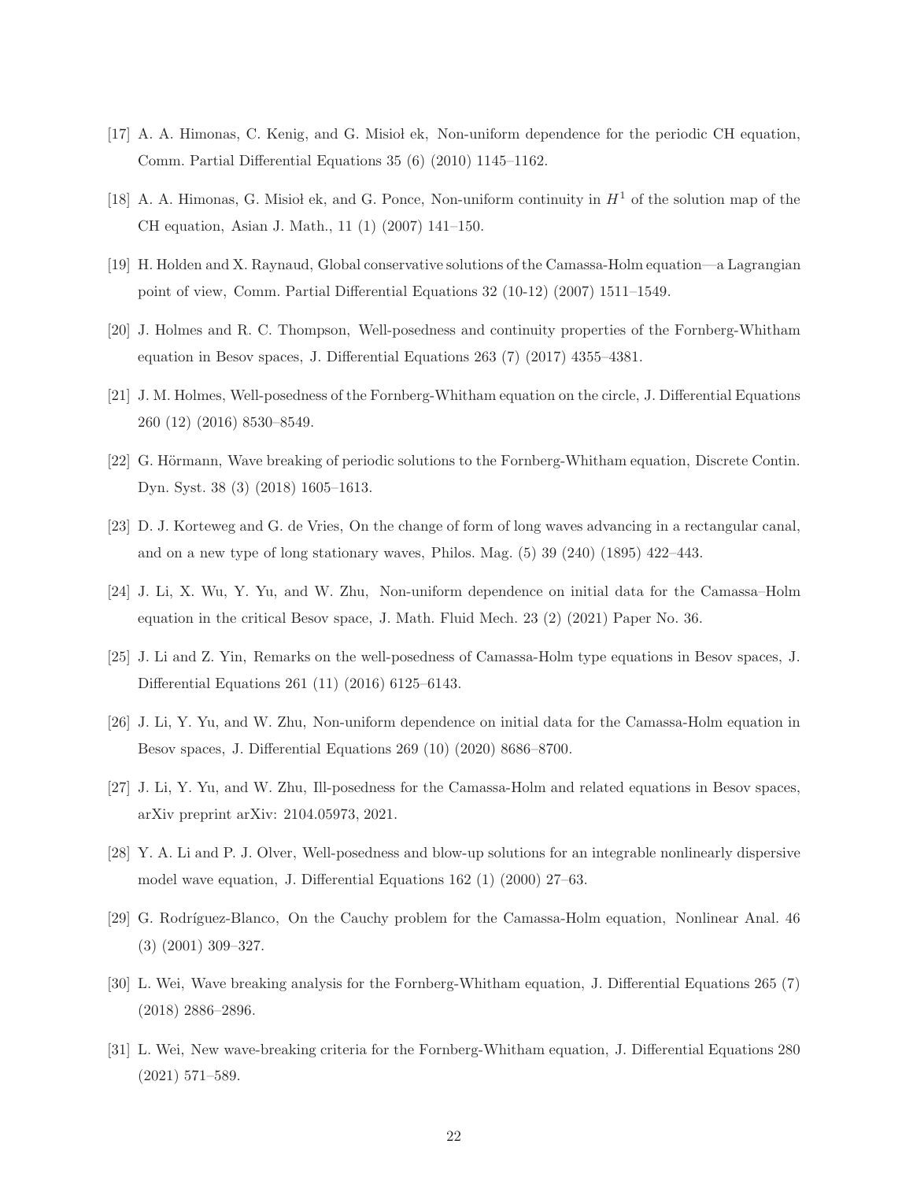[17] A. A. Himonas, C. Kenig, and G. Misioł ek, Non-uniform dependence for the periodic CH equation, Comm. Partial Differential Equations 35 (6) (2010) 1145–1162.

[18] A. A. Himonas, G. Misioł ek, and G. Ponce, Non-uniform continuity in $H^1$ of the solution map of the CH equation, Asian J. Math., 11 (1) (2007) 141–150.

[19] H. Holden and X. Raynaud, Global conservative solutions of the Camassa-Holm equation—a Lagrangian point of view, Comm. Partial Differential Equations 32 (10-12) (2007) 1511–1549.

[20] J. Holmes and R. C. Thompson, Well-posedness and continuity properties of the Fornberg-Whitham equation in Besov spaces, J. Differential Equations 263 (7) (2017) 4355–4381.

[21] J. M. Holmes, Well-posedness of the Fornberg-Whitham equation on the circle, J. Differential Equations 260 (12) (2016) 8530–8549.

[22] G. Hörmann, Wave breaking of periodic solutions to the Fornberg-Whitham equation, Discrete Contin. Dyn. Syst. 38 (3) (2018) 1605–1613.

[23] D. J. Korteweg and G. de Vries, On the change of form of long waves advancing in a rectangular canal, and on a new type of long stationary waves, Philos. Mag. (5) 39 (240) (1895) 422–443.

[24] J. Li, X. Wu, Y. Yu, and W. Zhu, Non-uniform dependence on initial data for the Camassa–Holm equation in the critical Besov space, J. Math. Fluid Mech. 23 (2) (2021) Paper No. 36.

[25] J. Li and Z. Yin, Remarks on the well-posedness of Camassa-Holm type equations in Besov spaces, J. Differential Equations 261 (11) (2016) 6125–6143.

[26] J. Li, Y. Yu, and W. Zhu, Non-uniform dependence on initial data for the Camassa-Holm equation in Besov spaces, J. Differential Equations 269 (10) (2020) 8686–8700.

[27] J. Li, Y. Yu, and W. Zhu, Ill-posedness for the Camassa-Holm and related equations in Besov spaces, arXiv preprint arXiv: 2104.05973, 2021.

[28] Y. A. Li and P. J. Olver, Well-posedness and blow-up solutions for an integrable nonlinearly dispersive model wave equation, J. Differential Equations 162 (1) (2000) 27–63.

[29] G. Rodríguez-Blanco, On the Cauchy problem for the Camassa-Holm equation, Nonlinear Anal. 46 (3) (2001) 309–327.

[30] L. Wei, Wave breaking analysis for the Fornberg-Whitham equation, J. Differential Equations 265 (7) (2018) 2886–2896.

[31] L. Wei, New wave-breaking criteria for the Fornberg-Whitham equation, J. Differential Equations 280 (2021) 571–589.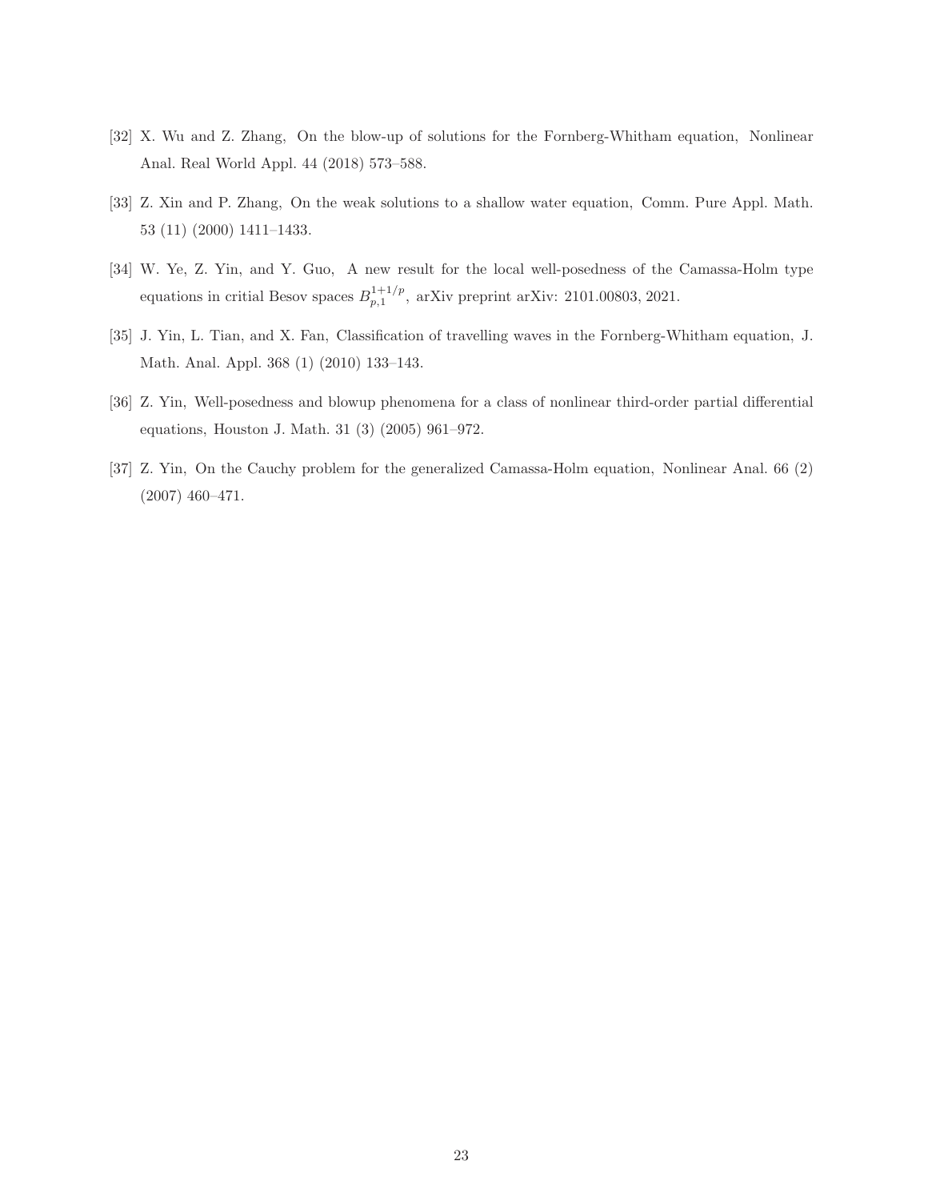[32] X. Wu and Z. Zhang, On the blow-up of solutions for the Fornberg-Whitham equation, Nonlinear Anal. Real World Appl. 44 (2018) 573–588.

[33] Z. Xin and P. Zhang, On the weak solutions to a shallow water equation, Comm. Pure Appl. Math. 53 (11) (2000) 1411–1433.

[34] W. Ye, Z. Yin, and Y. Guo, A new result for the local well-posedness of the Camassa-Holm type equations in critial Besov spaces $B^{1+1/p}_{p,1}$, arXiv preprint arXiv: 2101.00803, 2021.

[35] J. Yin, L. Tian, and X. Fan, Classification of travelling waves in the Fornberg-Whitham equation, J. Math. Anal. Appl. 368 (1) (2010) 133–143.

[36] Z. Yin, Well-posedness and blowup phenomena for a class of nonlinear third-order partial differential equations, Houston J. Math. 31 (3) (2005) 961–972.

[37] Z. Yin, On the Cauchy problem for the generalized Camassa-Holm equation, Nonlinear Anal. 66 (2) (2007) 460–471.